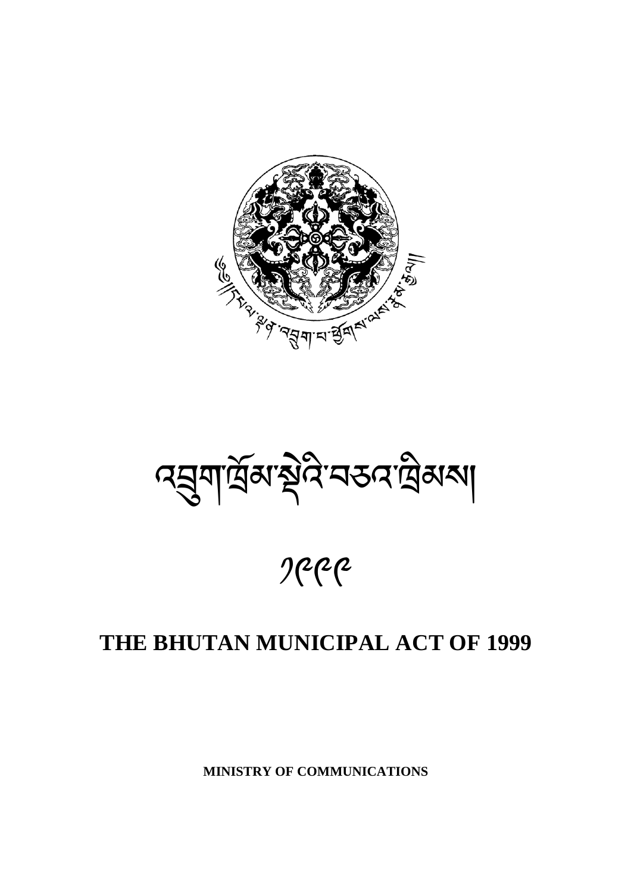# འབྲུག་གྲོམ་སྡེའི་བཅའ་ཁྲིམས།

# ༡༩༩༩

# THE BHUTAN MUNICIPAL ACT OF 1999

**MINISTRY OF COMMUNICATIONS**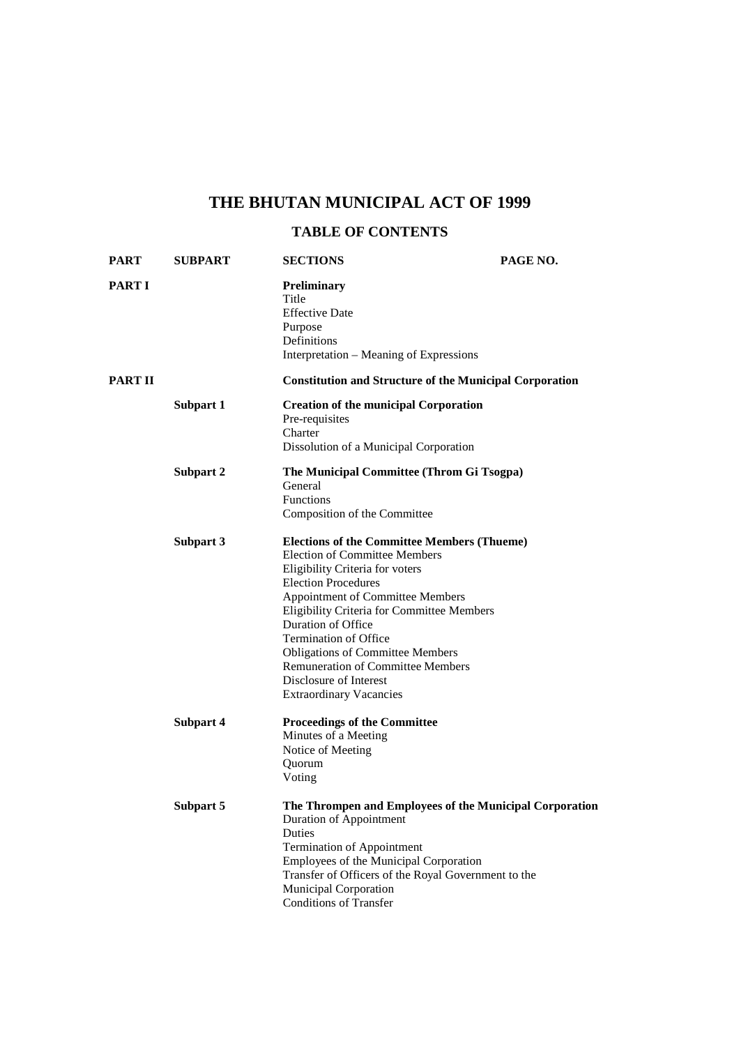# THE BHUTAN MUNICIPAL ACT OF 1999

## TABLE OF CONTENTS

| PART | SUBPART | SECTIONS | PAGE NO. |
|---|---|---|---|
| **PART I** | | **Preliminary** | |
| | | Title | |
| | | Effective Date | |
| | | Purpose | |
| | | Definitions | |
| | | Interpretation – Meaning of Expressions | |
| **PART II** | | **Constitution and Structure of the Municipal Corporation** | |
| | **Subpart 1** | **Creation of the municipal Corporation** | |
| | | Pre-requisites | |
| | | Charter | |
| | | Dissolution of a Municipal Corporation | |
| | **Subpart 2** | **The Municipal Committee (Throm Gi Tsogpa)** | |
| | | General | |
| | | Functions | |
| | | Composition of the Committee | |
| | **Subpart 3** | **Elections of the Committee Members (Thueme)** | |
| | | Election of Committee Members | |
| | | Eligibility Criteria for voters | |
| | | Election Procedures | |
| | | Appointment of Committee Members | |
| | | Eligibility Criteria for Committee Members | |
| | | Duration of Office | |
| | | Termination of Office | |
| | | Obligations of Committee Members | |
| | | Remuneration of Committee Members | |
| | | Disclosure of Interest | |
| | | Extraordinary Vacancies | |
| | **Subpart 4** | **Proceedings of the Committee** | |
| | | Minutes of a Meeting | |
| | | Notice of Meeting | |
| | | Quorum | |
| | | Voting | |
| | **Subpart 5** | **The Thrompen and Employees of the Municipal Corporation** | |
| | | Duration of Appointment | |
| | | Duties | |
| | | Termination of Appointment | |
| | | Employees of the Municipal Corporation | |
| | | Transfer of Officers of the Royal Government to the Municipal Corporation | |
| | | Conditions of Transfer | |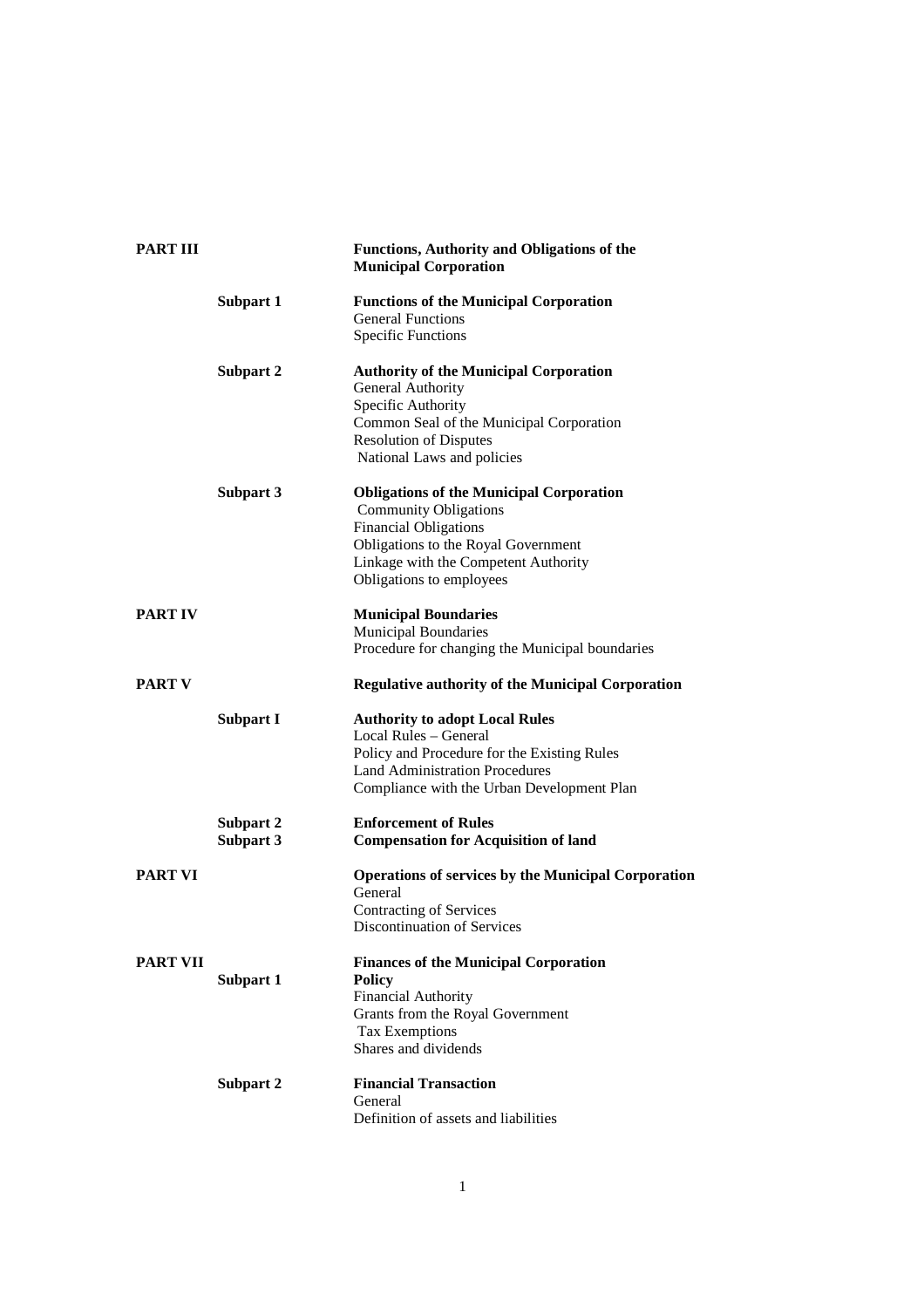| | | |
|---|---|---|
| **PART III** | | **Functions, Authority and Obligations of the Municipal Corporation** |
| | **Subpart 1** | **Functions of the Municipal Corporation** |
| | | General Functions |
| | | Specific Functions |
| | **Subpart 2** | **Authority of the Municipal Corporation** |
| | | General Authority |
| | | Specific Authority |
| | | Common Seal of the Municipal Corporation |
| | | Resolution of Disputes |
| | | National Laws and policies |
| | **Subpart 3** | **Obligations of the Municipal Corporation** |
| | | Community Obligations |
| | | Financial Obligations |
| | | Obligations to the Royal Government |
| | | Linkage with the Competent Authority |
| | | Obligations to employees |
| **PART IV** | | **Municipal Boundaries** |
| | | Municipal Boundaries |
| | | Procedure for changing the Municipal boundaries |
| **PART V** | | **Regulative authority of the Municipal Corporation** |
| | **Subpart I** | **Authority to adopt Local Rules** |
| | | Local Rules – General |
| | | Policy and Procedure for the Existing Rules |
| | | Land Administration Procedures |
| | | Compliance with the Urban Development Plan |
| | **Subpart 2** | **Enforcement of Rules** |
| | **Subpart 3** | **Compensation for Acquisition of land** |
| **PART VI** | | **Operations of services by the Municipal Corporation** |
| | | General |
| | | Contracting of Services |
| | | Discontinuation of Services |
| **PART VII** | | **Finances of the Municipal Corporation** |
| | **Subpart 1** | **Policy** |
| | | Financial Authority |
| | | Grants from the Royal Government |
| | | Tax Exemptions |
| | | Shares and dividends |
| | **Subpart 2** | **Financial Transaction** |
| | | General |
| | | Definition of assets and liabilities |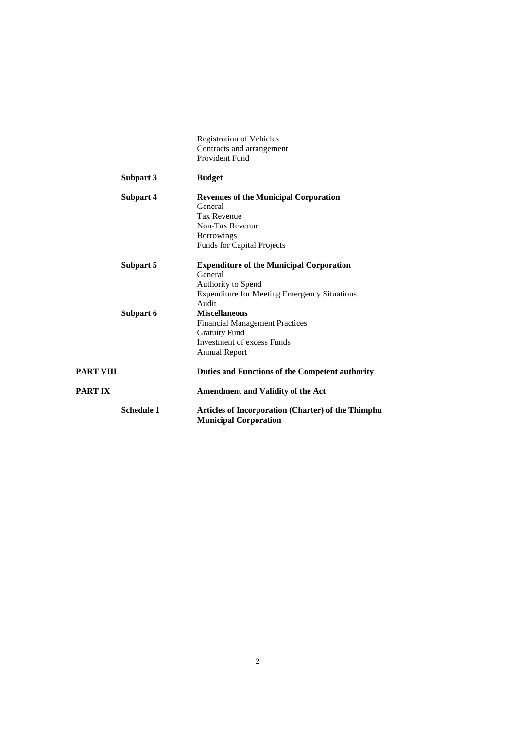Registration of Vehicles
Contracts and arrangement
Provident Fund

| | | |
|---|---|---|
| | **Subpart 3** | **Budget** |
| | **Subpart 4** | **Revenues of the Municipal Corporation**<br>General<br>Tax Revenue<br>Non-Tax Revenue<br>Borrowings<br>Funds for Capital Projects |
| | **Subpart 5** | **Expenditure of the Municipal Corporation**<br>General<br>Authority to Spend<br>Expenditure for Meeting Emergency Situations<br>Audit |
| | **Subpart 6** | **Miscellaneous**<br>Financial Management Practices<br>Gratuity Fund<br>Investment of excess Funds<br>Annual Report |
| **PART VIII** | | **Duties and Functions of the Competent authority** |
| **PART IX** | | **Amendment and Validity of the Act** |
| | **Schedule 1** | **Articles of Incorporation (Charter) of the Thimphu Municipal Corporation** |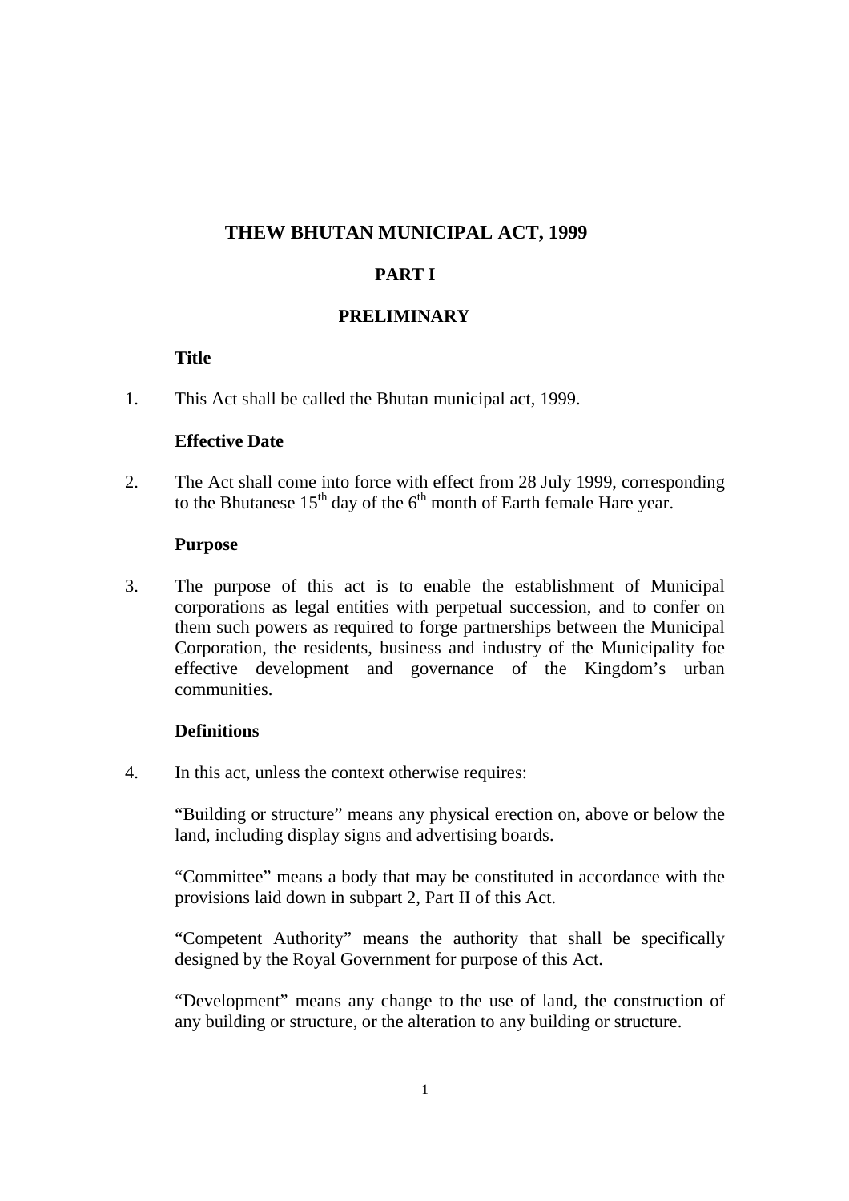# THEW BHUTAN MUNICIPAL ACT, 1999

## PART I

## PRELIMINARY

### Title

1. This Act shall be called the Bhutan municipal act, 1999.

### Effective Date

2. The Act shall come into force with effect from 28 July 1999, corresponding to the Bhutanese 15th day of the 6th month of Earth female Hare year.

### Purpose

3. The purpose of this act is to enable the establishment of Municipal corporations as legal entities with perpetual succession, and to confer on them such powers as required to forge partnerships between the Municipal Corporation, the residents, business and industry of the Municipality foe effective development and governance of the Kingdom's urban communities.

### Definitions

4. In this act, unless the context otherwise requires:

   "Building or structure" means any physical erection on, above or below the land, including display signs and advertising boards.

   "Committee" means a body that may be constituted in accordance with the provisions laid down in subpart 2, Part II of this Act.

   "Competent Authority" means the authority that shall be specifically designed by the Royal Government for purpose of this Act.

   "Development" means any change to the use of land, the construction of any building or structure, or the alteration to any building or structure.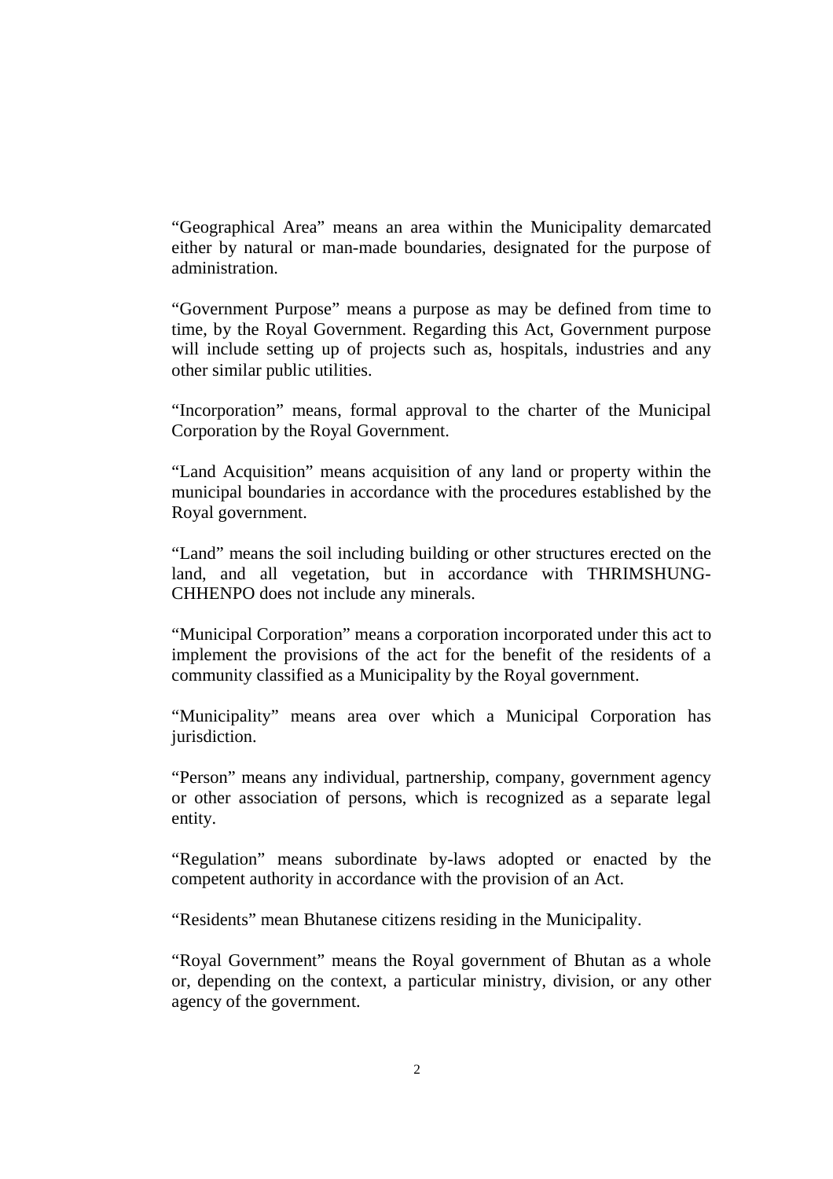"Geographical Area" means an area within the Municipality demarcated either by natural or man-made boundaries, designated for the purpose of administration.

"Government Purpose" means a purpose as may be defined from time to time, by the Royal Government. Regarding this Act, Government purpose will include setting up of projects such as, hospitals, industries and any other similar public utilities.

"Incorporation" means, formal approval to the charter of the Municipal Corporation by the Royal Government.

"Land Acquisition" means acquisition of any land or property within the municipal boundaries in accordance with the procedures established by the Royal government.

"Land" means the soil including building or other structures erected on the land, and all vegetation, but in accordance with THRIMSHUNG-CHHENPO does not include any minerals.

"Municipal Corporation" means a corporation incorporated under this act to implement the provisions of the act for the benefit of the residents of a community classified as a Municipality by the Royal government.

"Municipality" means area over which a Municipal Corporation has jurisdiction.

"Person" means any individual, partnership, company, government agency or other association of persons, which is recognized as a separate legal entity.

"Regulation" means subordinate by-laws adopted or enacted by the competent authority in accordance with the provision of an Act.

"Residents" mean Bhutanese citizens residing in the Municipality.

"Royal Government" means the Royal government of Bhutan as a whole or, depending on the context, a particular ministry, division, or any other agency of the government.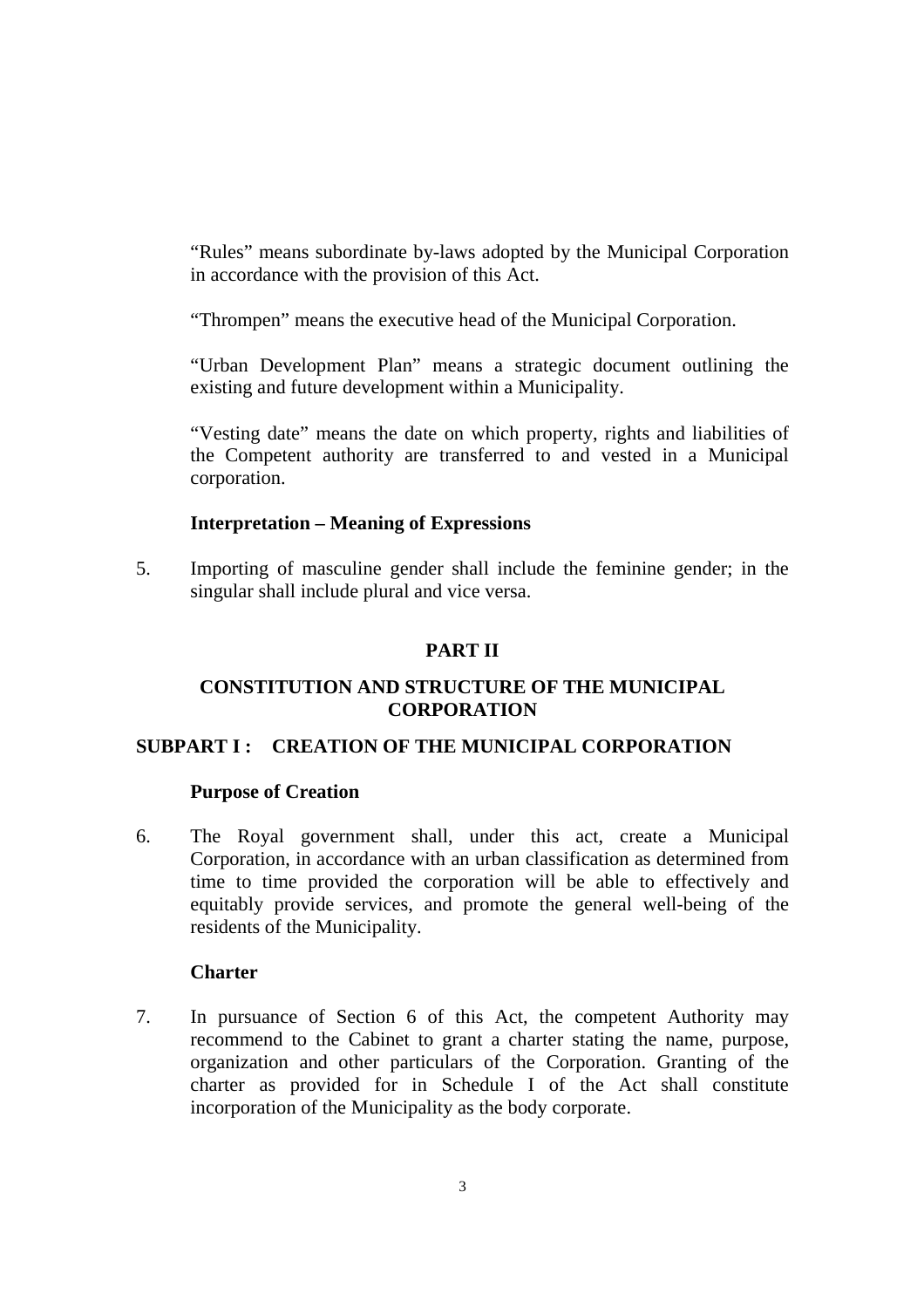"Rules" means subordinate by-laws adopted by the Municipal Corporation in accordance with the provision of this Act.

"Thrompen" means the executive head of the Municipal Corporation.

"Urban Development Plan" means a strategic document outlining the existing and future development within a Municipality.

"Vesting date" means the date on which property, rights and liabilities of the Competent authority are transferred to and vested in a Municipal corporation.

**Interpretation – Meaning of Expressions**

5. Importing of masculine gender shall include the feminine gender; in the singular shall include plural and vice versa.

## PART II

## CONSTITUTION AND STRUCTURE OF THE MUNICIPAL CORPORATION

### SUBPART I : CREATION OF THE MUNICIPAL CORPORATION

**Purpose of Creation**

6. The Royal government shall, under this act, create a Municipal Corporation, in accordance with an urban classification as determined from time to time provided the corporation will be able to effectively and equitably provide services, and promote the general well-being of the residents of the Municipality.

**Charter**

7. In pursuance of Section 6 of this Act, the competent Authority may recommend to the Cabinet to grant a charter stating the name, purpose, organization and other particulars of the Corporation. Granting of the charter as provided for in Schedule I of the Act shall constitute incorporation of the Municipality as the body corporate.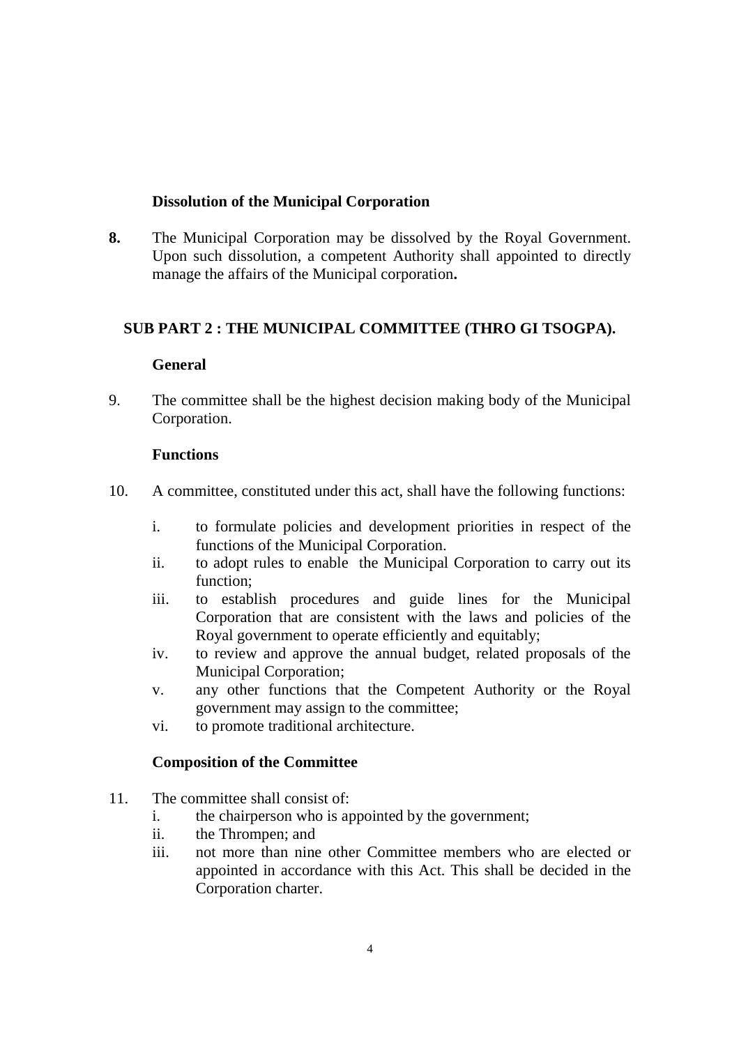### Dissolution of the Municipal Corporation

**8.** The Municipal Corporation may be dissolved by the Royal Government. Upon such dissolution, a competent Authority shall appointed to directly manage the affairs of the Municipal corporation**.**

## SUB PART 2 : THE MUNICIPAL COMMITTEE (THRO GI TSOGPA).

### General

9. The committee shall be the highest decision making body of the Municipal Corporation.

### Functions

10. A committee, constituted under this act, shall have the following functions:

    i. to formulate policies and development priorities in respect of the functions of the Municipal Corporation.
    ii. to adopt rules to enable the Municipal Corporation to carry out its function;
    iii. to establish procedures and guide lines for the Municipal Corporation that are consistent with the laws and policies of the Royal government to operate efficiently and equitably;
    iv. to review and approve the annual budget, related proposals of the Municipal Corporation;
    v. any other functions that the Competent Authority or the Royal government may assign to the committee;
    vi. to promote traditional architecture.

### Composition of the Committee

11. The committee shall consist of:
    i. the chairperson who is appointed by the government;
    ii. the Thrompen; and
    iii. not more than nine other Committee members who are elected or appointed in accordance with this Act. This shall be decided in the Corporation charter.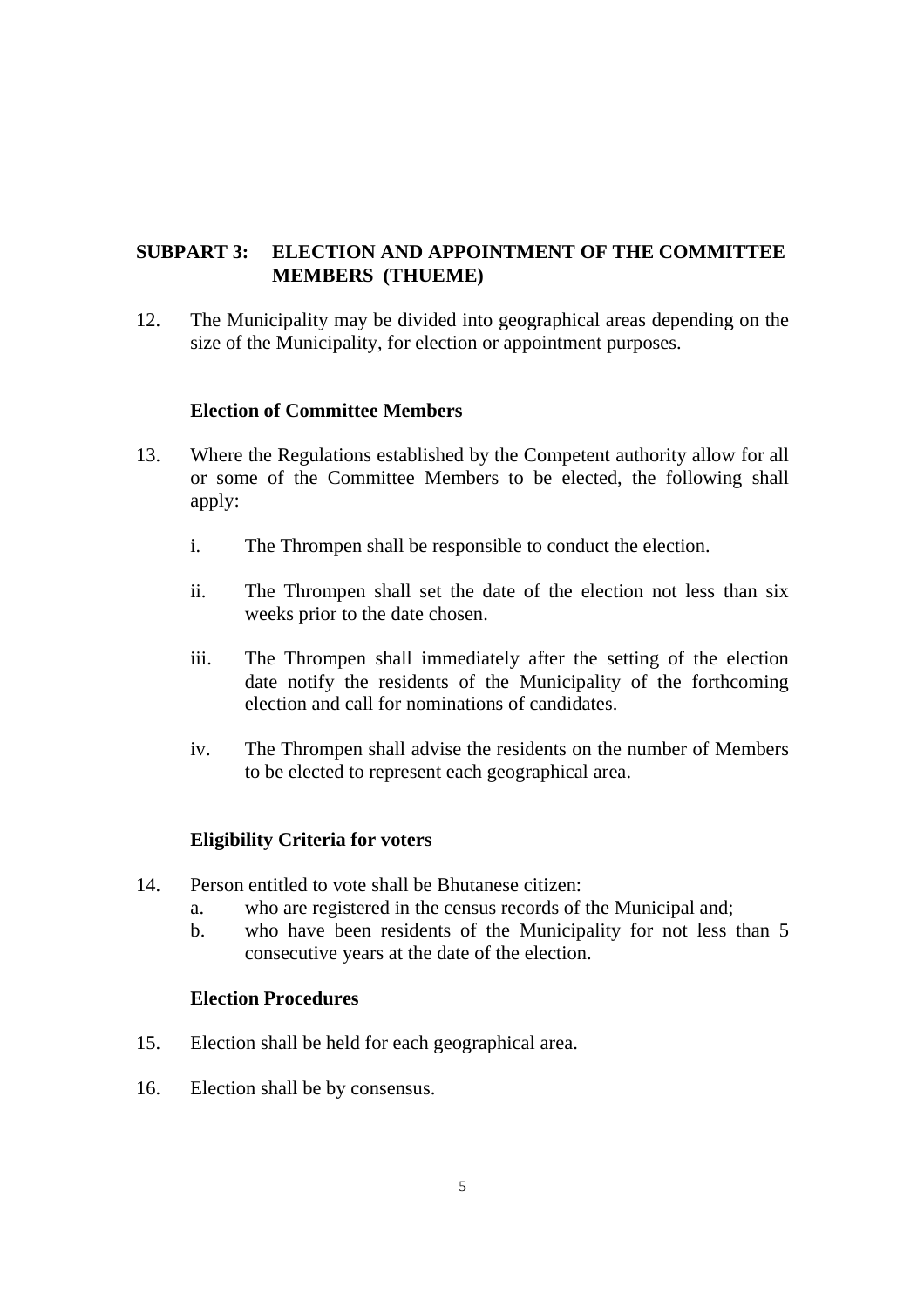## SUBPART 3: ELECTION AND APPOINTMENT OF THE COMMITTEE MEMBERS (THUEME)

12. The Municipality may be divided into geographical areas depending on the size of the Municipality, for election or appointment purposes.

### Election of Committee Members

13. Where the Regulations established by the Competent authority allow for all or some of the Committee Members to be elected, the following shall apply:

    i. The Thrompen shall be responsible to conduct the election.

    ii. The Thrompen shall set the date of the election not less than six weeks prior to the date chosen.

    iii. The Thrompen shall immediately after the setting of the election date notify the residents of the Municipality of the forthcoming election and call for nominations of candidates.

    iv. The Thrompen shall advise the residents on the number of Members to be elected to represent each geographical area.

### Eligibility Criteria for voters

14. Person entitled to vote shall be Bhutanese citizen:
    a. who are registered in the census records of the Municipal and;
    b. who have been residents of the Municipality for not less than 5 consecutive years at the date of the election.

### Election Procedures

15. Election shall be held for each geographical area.

16. Election shall be by consensus.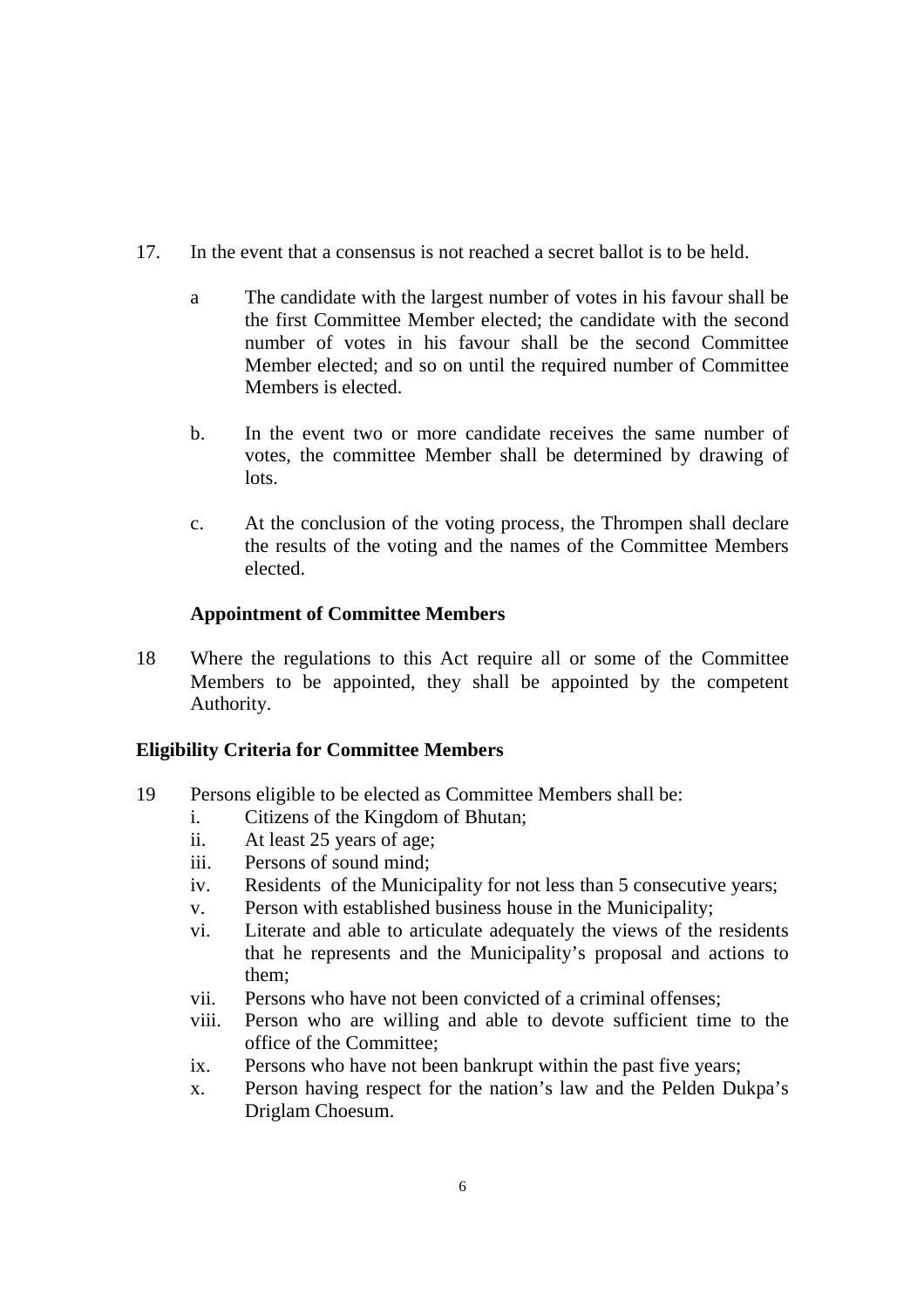17. In the event that a consensus is not reached a secret ballot is to be held.

    a The candidate with the largest number of votes in his favour shall be the first Committee Member elected; the candidate with the second number of votes in his favour shall be the second Committee Member elected; and so on until the required number of Committee Members is elected.

    b. In the event two or more candidate receives the same number of votes, the committee Member shall be determined by drawing of lots.

    c. At the conclusion of the voting process, the Thrompen shall declare the results of the voting and the names of the Committee Members elected.

**Appointment of Committee Members**

18 Where the regulations to this Act require all or some of the Committee Members to be appointed, they shall be appointed by the competent Authority.

**Eligibility Criteria for Committee Members**

19 Persons eligible to be elected as Committee Members shall be:

    i. Citizens of the Kingdom of Bhutan;
    ii. At least 25 years of age;
    iii. Persons of sound mind;
    iv. Residents of the Municipality for not less than 5 consecutive years;
    v. Person with established business house in the Municipality;
    vi. Literate and able to articulate adequately the views of the residents that he represents and the Municipality's proposal and actions to them;
    vii. Persons who have not been convicted of a criminal offenses;
    viii. Person who are willing and able to devote sufficient time to the office of the Committee;
    ix. Persons who have not been bankrupt within the past five years;
    x. Person having respect for the nation's law and the Pelden Dukpa's Driglam Choesum.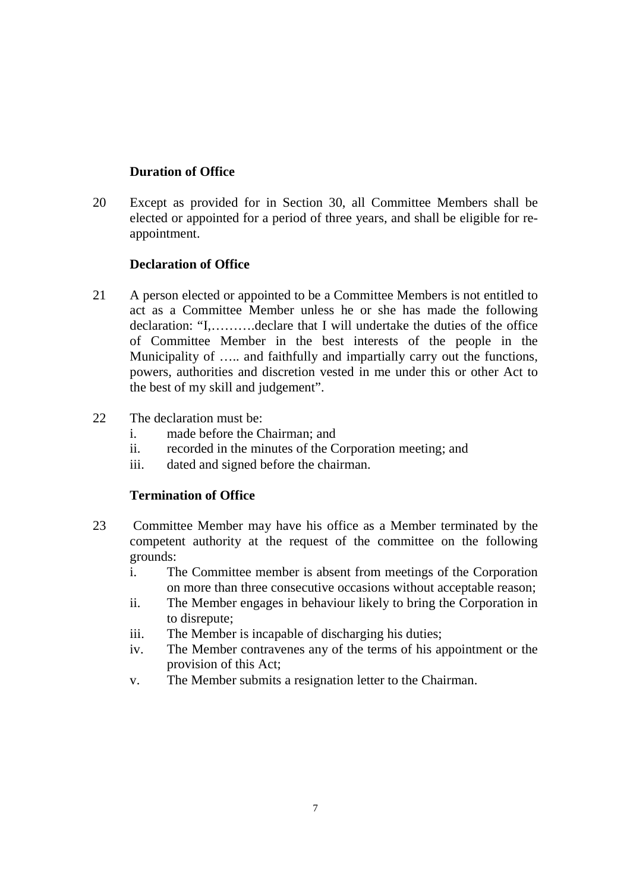**Duration of Office**

20 Except as provided for in Section 30, all Committee Members shall be elected or appointed for a period of three years, and shall be eligible for re-appointment.

**Declaration of Office**

21 A person elected or appointed to be a Committee Members is not entitled to act as a Committee Member unless he or she has made the following declaration: "I,……….declare that I will undertake the duties of the office of Committee Member in the best interests of the people in the Municipality of ….. and faithfully and impartially carry out the functions, powers, authorities and discretion vested in me under this or other Act to the best of my skill and judgement".

22 The declaration must be:

- i. made before the Chairman; and
- ii. recorded in the minutes of the Corporation meeting; and
- iii. dated and signed before the chairman.

**Termination of Office**

23 Committee Member may have his office as a Member terminated by the competent authority at the request of the committee on the following grounds:

- i. The Committee member is absent from meetings of the Corporation on more than three consecutive occasions without acceptable reason;
- ii. The Member engages in behaviour likely to bring the Corporation in to disrepute;
- iii. The Member is incapable of discharging his duties;
- iv. The Member contravenes any of the terms of his appointment or the provision of this Act;
- v. The Member submits a resignation letter to the Chairman.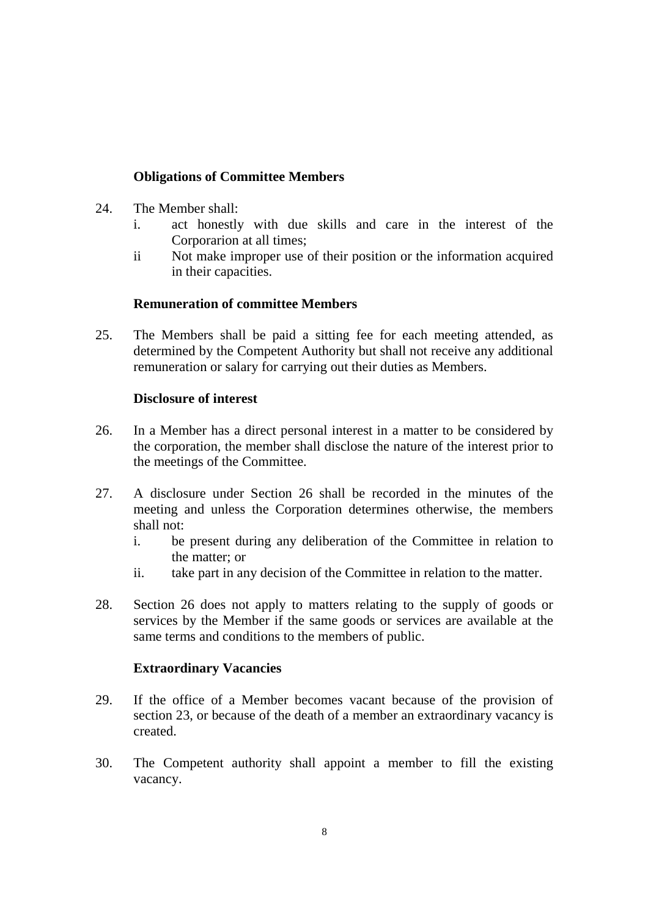### Obligations of Committee Members

24. The Member shall:
    i. act honestly with due skills and care in the interest of the Corporarion at all times;
    ii Not make improper use of their position or the information acquired in their capacities.

### Remuneration of committee Members

25. The Members shall be paid a sitting fee for each meeting attended, as determined by the Competent Authority but shall not receive any additional remuneration or salary for carrying out their duties as Members.

### Disclosure of interest

26. In a Member has a direct personal interest in a matter to be considered by the corporation, the member shall disclose the nature of the interest prior to the meetings of the Committee.

27. A disclosure under Section 26 shall be recorded in the minutes of the meeting and unless the Corporation determines otherwise, the members shall not:
    i. be present during any deliberation of the Committee in relation to the matter; or
    ii. take part in any decision of the Committee in relation to the matter.

28. Section 26 does not apply to matters relating to the supply of goods or services by the Member if the same goods or services are available at the same terms and conditions to the members of public.

### Extraordinary Vacancies

29. If the office of a Member becomes vacant because of the provision of section 23, or because of the death of a member an extraordinary vacancy is created.

30. The Competent authority shall appoint a member to fill the existing vacancy.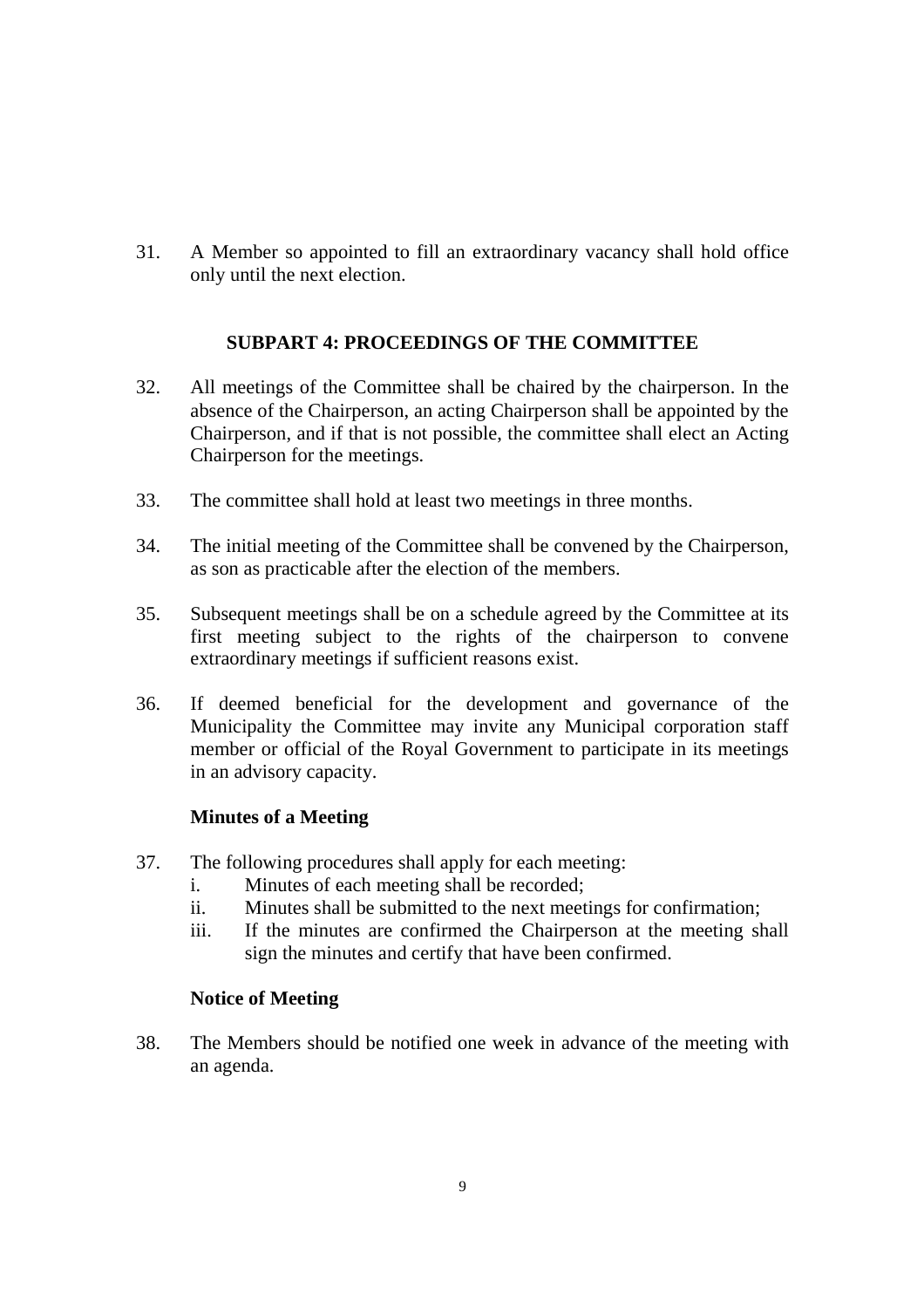31. A Member so appointed to fill an extraordinary vacancy shall hold office only until the next election.

## SUBPART 4: PROCEEDINGS OF THE COMMITTEE

32. All meetings of the Committee shall be chaired by the chairperson. In the absence of the Chairperson, an acting Chairperson shall be appointed by the Chairperson, and if that is not possible, the committee shall elect an Acting Chairperson for the meetings.

33. The committee shall hold at least two meetings in three months.

34. The initial meeting of the Committee shall be convened by the Chairperson, as son as practicable after the election of the members.

35. Subsequent meetings shall be on a schedule agreed by the Committee at its first meeting subject to the rights of the chairperson to convene extraordinary meetings if sufficient reasons exist.

36. If deemed beneficial for the development and governance of the Municipality the Committee may invite any Municipal corporation staff member or official of the Royal Government to participate in its meetings in an advisory capacity.

### Minutes of a Meeting

37. The following procedures shall apply for each meeting:
    i. Minutes of each meeting shall be recorded;
    ii. Minutes shall be submitted to the next meetings for confirmation;
    iii. If the minutes are confirmed the Chairperson at the meeting shall sign the minutes and certify that have been confirmed.

### Notice of Meeting

38. The Members should be notified one week in advance of the meeting with an agenda.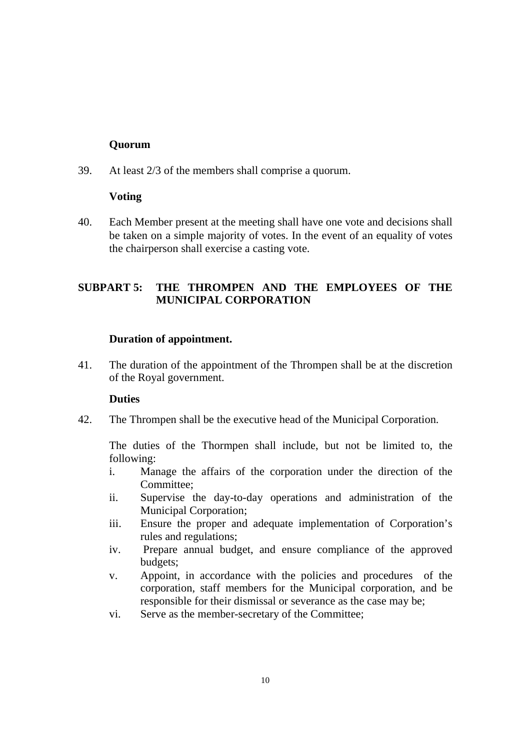**Quorum**

39. At least 2/3 of the members shall comprise a quorum.

**Voting**

40. Each Member present at the meeting shall have one vote and decisions shall be taken on a simple majority of votes. In the event of an equality of votes the chairperson shall exercise a casting vote.

## SUBPART 5: THE THROMPEN AND THE EMPLOYEES OF THE MUNICIPAL CORPORATION

**Duration of appointment.**

41. The duration of the appointment of the Thrompen shall be at the discretion of the Royal government.

**Duties**

42. The Thrompen shall be the executive head of the Municipal Corporation.

The duties of the Thormpen shall include, but not be limited to, the following:

i. Manage the affairs of the corporation under the direction of the Committee;
ii. Supervise the day-to-day operations and administration of the Municipal Corporation;
iii. Ensure the proper and adequate implementation of Corporation's rules and regulations;
iv. Prepare annual budget, and ensure compliance of the approved budgets;
v. Appoint, in accordance with the policies and procedures of the corporation, staff members for the Municipal corporation, and be responsible for their dismissal or severance as the case may be;
vi. Serve as the member-secretary of the Committee;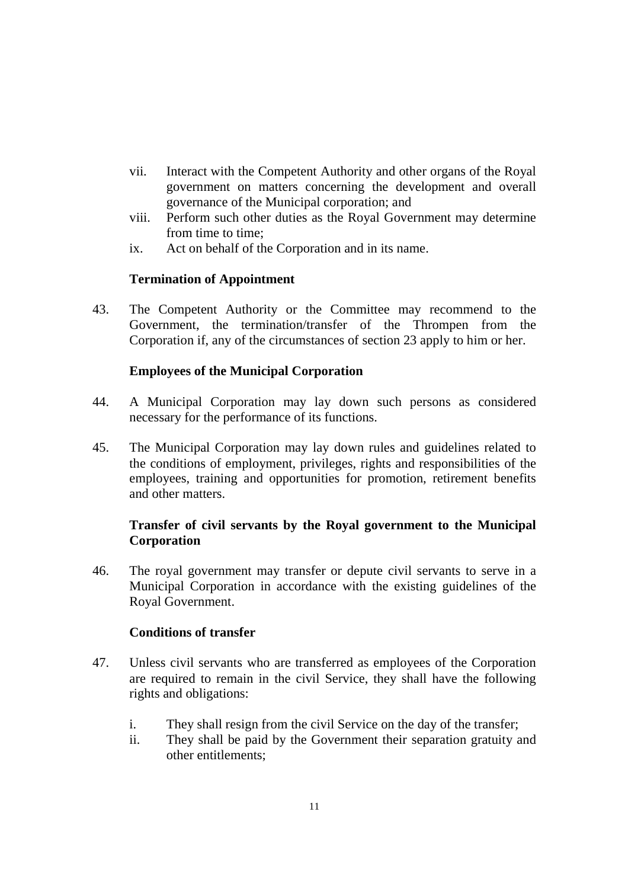vii. Interact with the Competent Authority and other organs of the Royal government on matters concerning the development and overall governance of the Municipal corporation; and

viii. Perform such other duties as the Royal Government may determine from time to time;

ix. Act on behalf of the Corporation and in its name.

**Termination of Appointment**

43. The Competent Authority or the Committee may recommend to the Government, the termination/transfer of the Thrompen from the Corporation if, any of the circumstances of section 23 apply to him or her.

**Employees of the Municipal Corporation**

44. A Municipal Corporation may lay down such persons as considered necessary for the performance of its functions.

45. The Municipal Corporation may lay down rules and guidelines related to the conditions of employment, privileges, rights and responsibilities of the employees, training and opportunities for promotion, retirement benefits and other matters.

**Transfer of civil servants by the Royal government to the Municipal Corporation**

46. The royal government may transfer or depute civil servants to serve in a Municipal Corporation in accordance with the existing guidelines of the Royal Government.

**Conditions of transfer**

47. Unless civil servants who are transferred as employees of the Corporation are required to remain in the civil Service, they shall have the following rights and obligations:

i. They shall resign from the civil Service on the day of the transfer;

ii. They shall be paid by the Government their separation gratuity and other entitlements;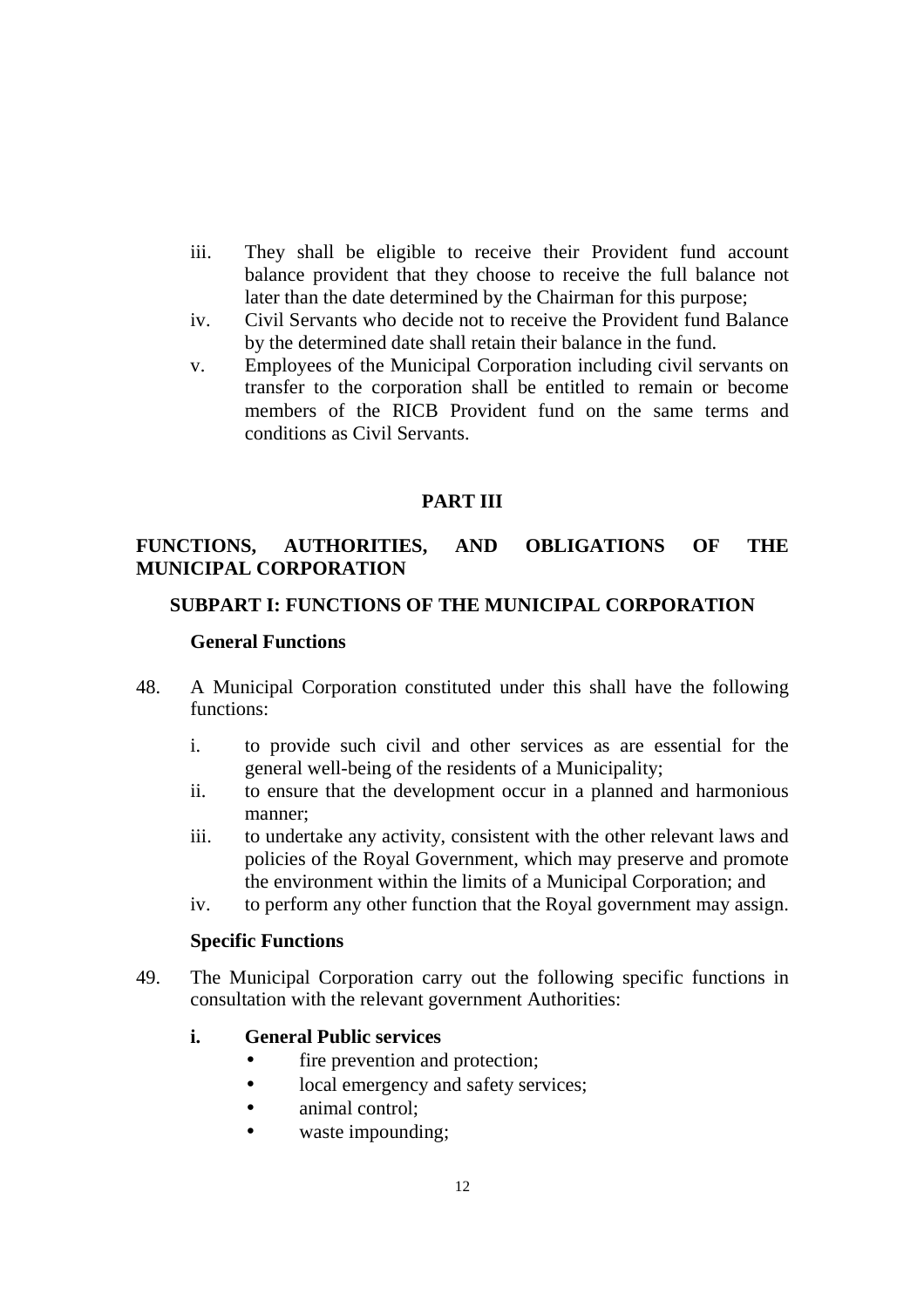iii. They shall be eligible to receive their Provident fund account balance provident that they choose to receive the full balance not later than the date determined by the Chairman for this purpose;

iv. Civil Servants who decide not to receive the Provident fund Balance by the determined date shall retain their balance in the fund.

v. Employees of the Municipal Corporation including civil servants on transfer to the corporation shall be entitled to remain or become members of the RICB Provident fund on the same terms and conditions as Civil Servants.

# PART III

## FUNCTIONS, AUTHORITIES, AND OBLIGATIONS OF THE MUNICIPAL CORPORATION

### SUBPART I: FUNCTIONS OF THE MUNICIPAL CORPORATION

**General Functions**

48. A Municipal Corporation constituted under this shall have the following functions:

    i. to provide such civil and other services as are essential for the general well-being of the residents of a Municipality;
    ii. to ensure that the development occur in a planned and harmonious manner;
    iii. to undertake any activity, consistent with the other relevant laws and policies of the Royal Government, which may preserve and promote the environment within the limits of a Municipal Corporation; and
    iv. to perform any other function that the Royal government may assign.

**Specific Functions**

49. The Municipal Corporation carry out the following specific functions in consultation with the relevant government Authorities:

    **i. General Public services**
    - fire prevention and protection;
    - local emergency and safety services;
    - animal control;
    - waste impounding;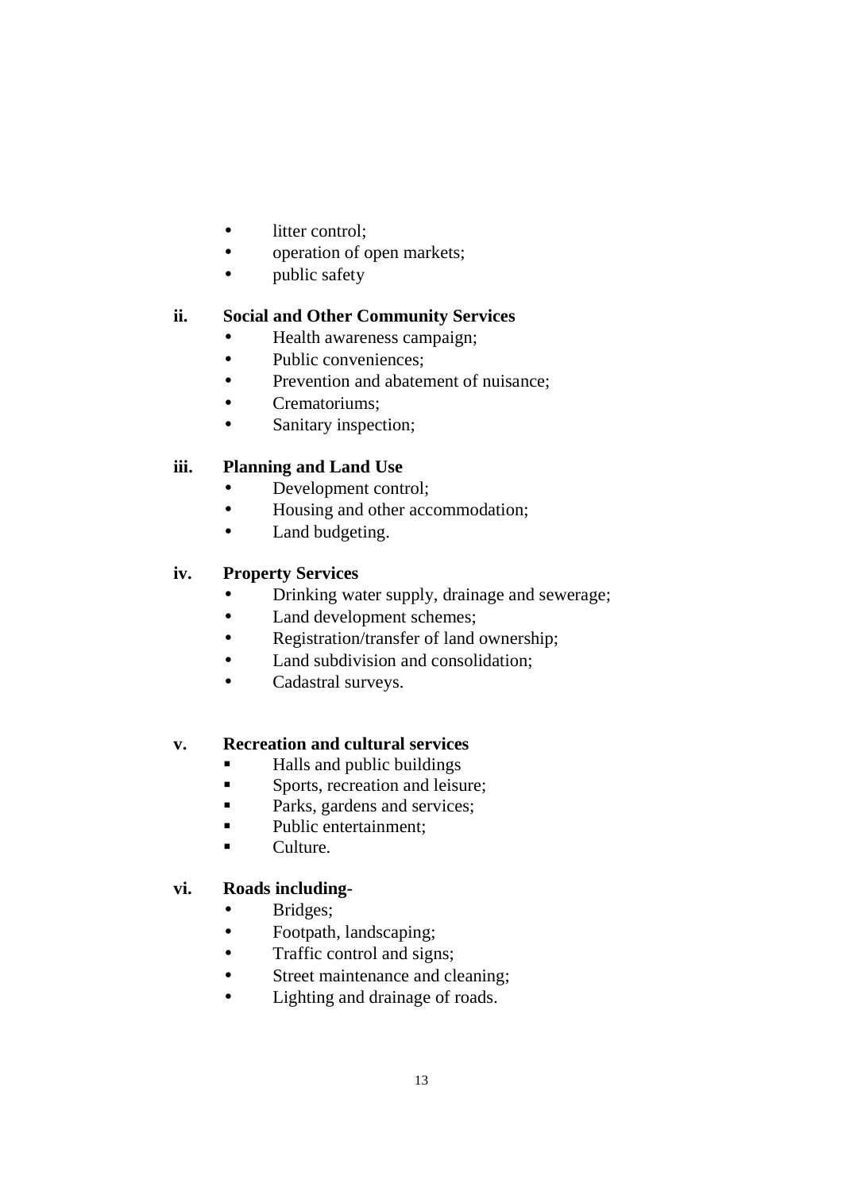- litter control;
- operation of open markets;
- public safety

**ii. Social and Other Community Services**

- Health awareness campaign;
- Public conveniences;
- Prevention and abatement of nuisance;
- Crematoriums;
- Sanitary inspection;

**iii. Planning and Land Use**

- Development control;
- Housing and other accommodation;
- Land budgeting.

**iv. Property Services**

- Drinking water supply, drainage and sewerage;
- Land development schemes;
- Registration/transfer of land ownership;
- Land subdivision and consolidation;
- Cadastral surveys.

**v. Recreation and cultural services**

- Halls and public buildings
- Sports, recreation and leisure;
- Parks, gardens and services;
- Public entertainment;
- Culture.

**vi. Roads including-**

- Bridges;
- Footpath, landscaping;
- Traffic control and signs;
- Street maintenance and cleaning;
- Lighting and drainage of roads.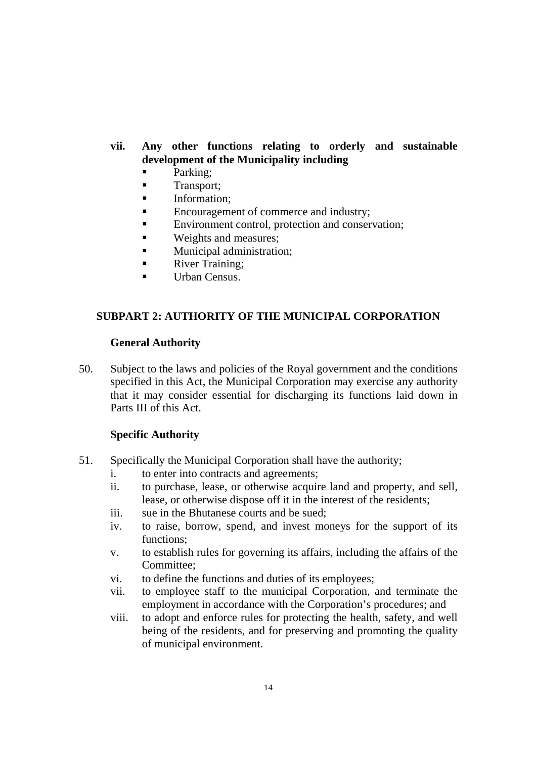**vii. Any other functions relating to orderly and sustainable development of the Municipality including**

- Parking;
- Transport;
- Information;
- Encouragement of commerce and industry;
- Environment control, protection and conservation;
- Weights and measures;
- Municipal administration;
- River Training;
- Urban Census.

## SUBPART 2: AUTHORITY OF THE MUNICIPAL CORPORATION

### General Authority

50. Subject to the laws and policies of the Royal government and the conditions specified in this Act, the Municipal Corporation may exercise any authority that it may consider essential for discharging its functions laid down in Parts III of this Act.

### Specific Authority

51. Specifically the Municipal Corporation shall have the authority;
    - i. to enter into contracts and agreements;
    - ii. to purchase, lease, or otherwise acquire land and property, and sell, lease, or otherwise dispose off it in the interest of the residents;
    - iii. sue in the Bhutanese courts and be sued;
    - iv. to raise, borrow, spend, and invest moneys for the support of its functions;
    - v. to establish rules for governing its affairs, including the affairs of the Committee;
    - vi. to define the functions and duties of its employees;
    - vii. to employee staff to the municipal Corporation, and terminate the employment in accordance with the Corporation's procedures; and
    - viii. to adopt and enforce rules for protecting the health, safety, and well being of the residents, and for preserving and promoting the quality of municipal environment.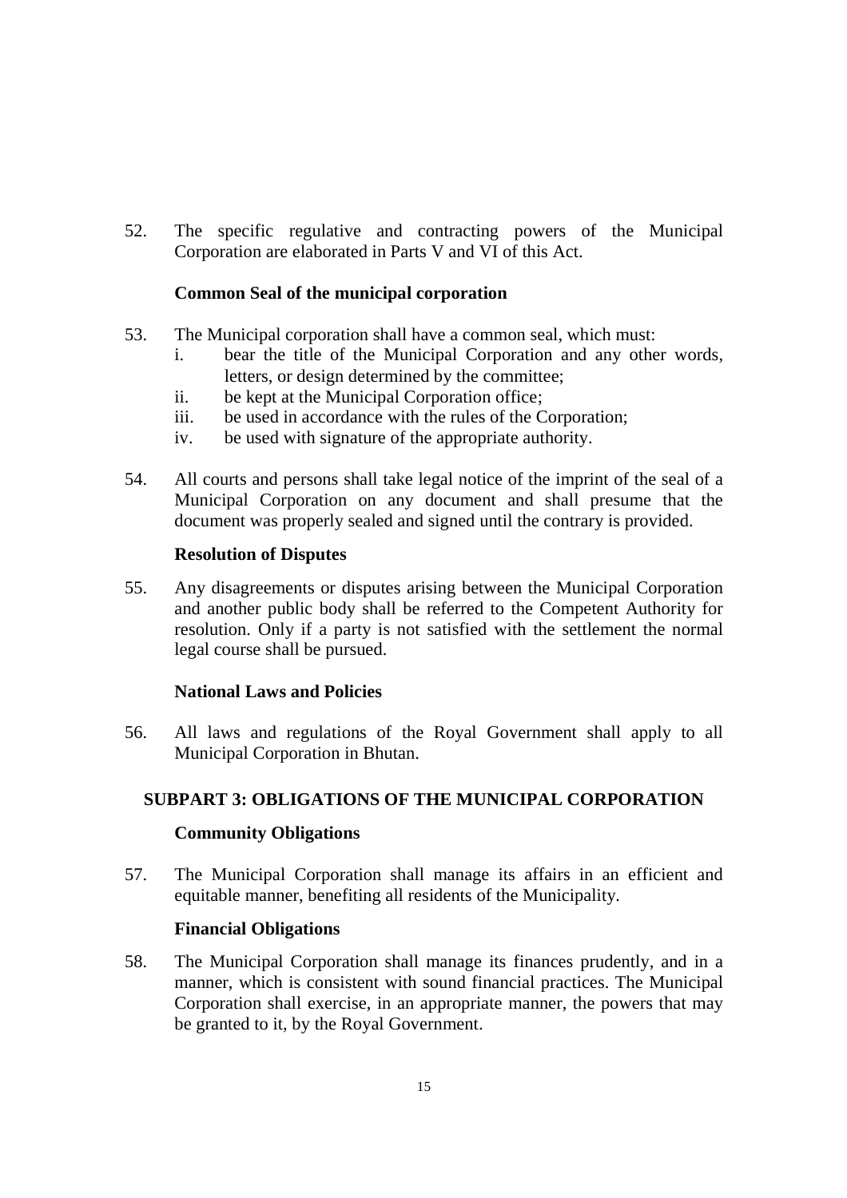52. The specific regulative and contracting powers of the Municipal Corporation are elaborated in Parts V and VI of this Act.

**Common Seal of the municipal corporation**

53. The Municipal corporation shall have a common seal, which must:
    - i. bear the title of the Municipal Corporation and any other words, letters, or design determined by the committee;
    - ii. be kept at the Municipal Corporation office;
    - iii. be used in accordance with the rules of the Corporation;
    - iv. be used with signature of the appropriate authority.

54. All courts and persons shall take legal notice of the imprint of the seal of a Municipal Corporation on any document and shall presume that the document was properly sealed and signed until the contrary is provided.

**Resolution of Disputes**

55. Any disagreements or disputes arising between the Municipal Corporation and another public body shall be referred to the Competent Authority for resolution. Only if a party is not satisfied with the settlement the normal legal course shall be pursued.

**National Laws and Policies**

56. All laws and regulations of the Royal Government shall apply to all Municipal Corporation in Bhutan.

## SUBPART 3: OBLIGATIONS OF THE MUNICIPAL CORPORATION

**Community Obligations**

57. The Municipal Corporation shall manage its affairs in an efficient and equitable manner, benefiting all residents of the Municipality.

**Financial Obligations**

58. The Municipal Corporation shall manage its finances prudently, and in a manner, which is consistent with sound financial practices. The Municipal Corporation shall exercise, in an appropriate manner, the powers that may be granted to it, by the Royal Government.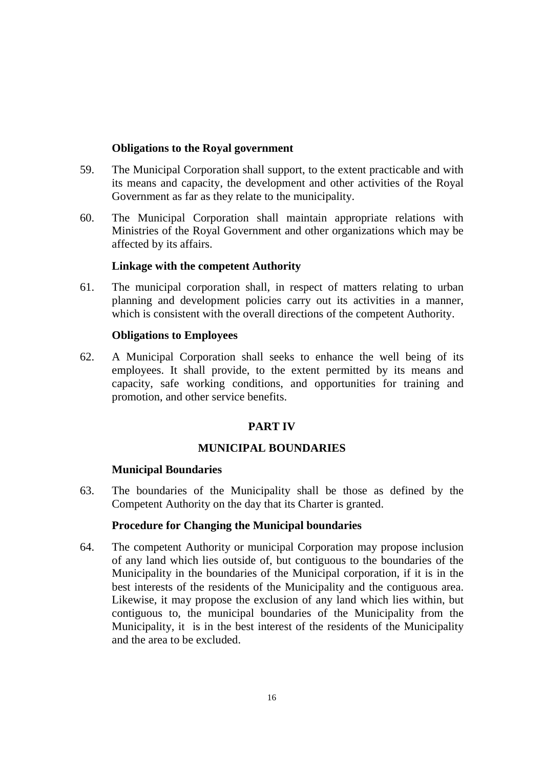**Obligations to the Royal government**

59. The Municipal Corporation shall support, to the extent practicable and with its means and capacity, the development and other activities of the Royal Government as far as they relate to the municipality.

60. The Municipal Corporation shall maintain appropriate relations with Ministries of the Royal Government and other organizations which may be affected by its affairs.

**Linkage with the competent Authority**

61. The municipal corporation shall, in respect of matters relating to urban planning and development policies carry out its activities in a manner, which is consistent with the overall directions of the competent Authority.

**Obligations to Employees**

62. A Municipal Corporation shall seeks to enhance the well being of its employees. It shall provide, to the extent permitted by its means and capacity, safe working conditions, and opportunities for training and promotion, and other service benefits.

## PART IV

## MUNICIPAL BOUNDARIES

**Municipal Boundaries**

63. The boundaries of the Municipality shall be those as defined by the Competent Authority on the day that its Charter is granted.

**Procedure for Changing the Municipal boundaries**

64. The competent Authority or municipal Corporation may propose inclusion of any land which lies outside of, but contiguous to the boundaries of the Municipality in the boundaries of the Municipal corporation, if it is in the best interests of the residents of the Municipality and the contiguous area. Likewise, it may propose the exclusion of any land which lies within, but contiguous to, the municipal boundaries of the Municipality from the Municipality, it is in the best interest of the residents of the Municipality and the area to be excluded.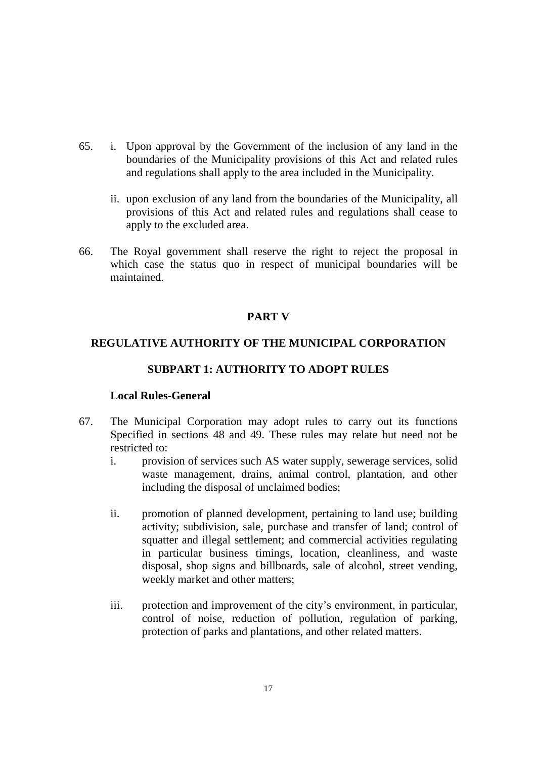65. i. Upon approval by the Government of the inclusion of any land in the boundaries of the Municipality provisions of this Act and related rules and regulations shall apply to the area included in the Municipality.

    ii. upon exclusion of any land from the boundaries of the Municipality, all provisions of this Act and related rules and regulations shall cease to apply to the excluded area.

66. The Royal government shall reserve the right to reject the proposal in which case the status quo in respect of municipal boundaries will be maintained.

## PART V

## REGULATIVE AUTHORITY OF THE MUNICIPAL CORPORATION

### SUBPART 1: AUTHORITY TO ADOPT RULES

**Local Rules-General**

67. The Municipal Corporation may adopt rules to carry out its functions Specified in sections 48 and 49. These rules may relate but need not be restricted to:

    i. provision of services such AS water supply, sewerage services, solid waste management, drains, animal control, plantation, and other including the disposal of unclaimed bodies;

    ii. promotion of planned development, pertaining to land use; building activity; subdivision, sale, purchase and transfer of land; control of squatter and illegal settlement; and commercial activities regulating in particular business timings, location, cleanliness, and waste disposal, shop signs and billboards, sale of alcohol, street vending, weekly market and other matters;

    iii. protection and improvement of the city's environment, in particular, control of noise, reduction of pollution, regulation of parking, protection of parks and plantations, and other related matters.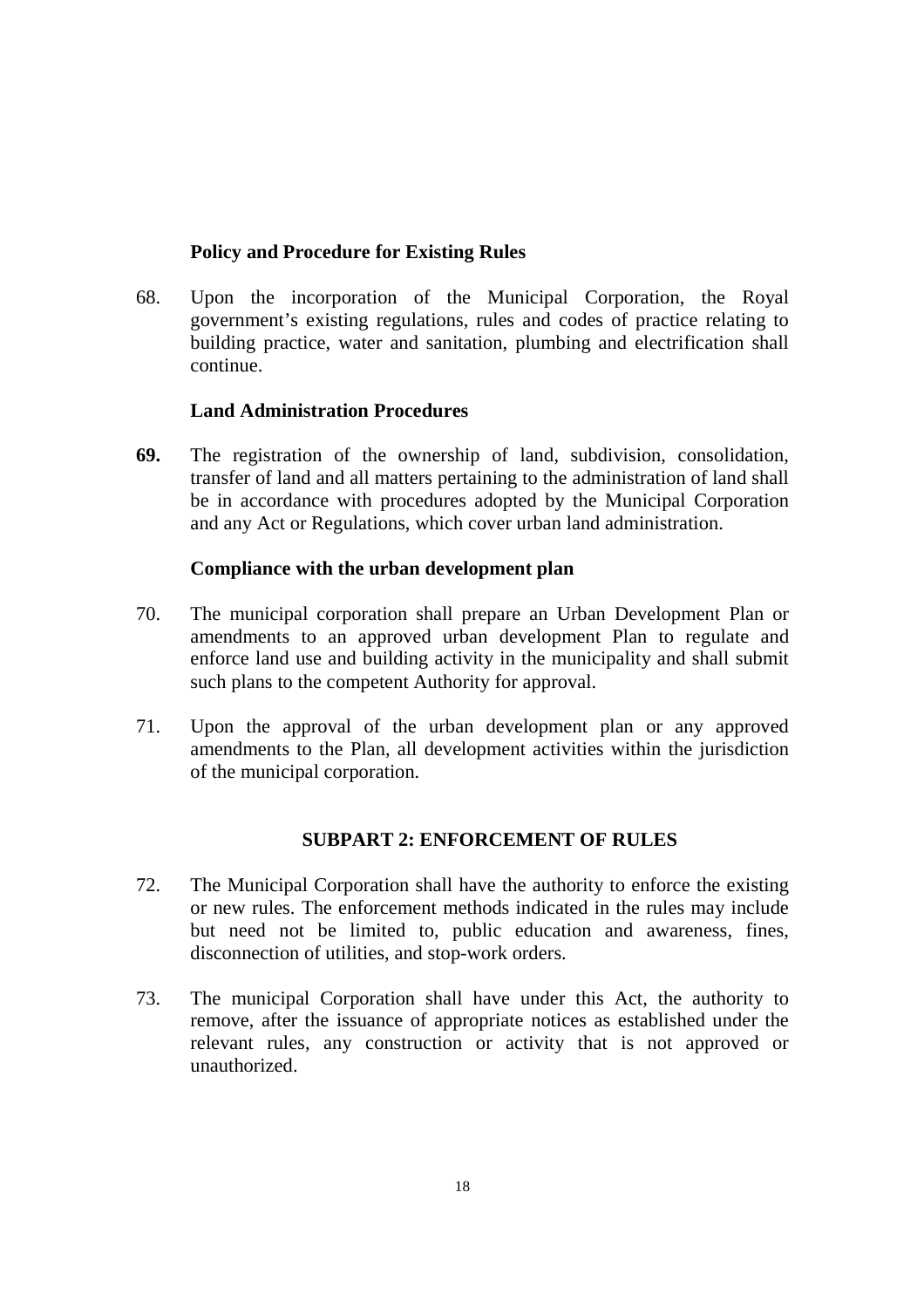**Policy and Procedure for Existing Rules**

68. Upon the incorporation of the Municipal Corporation, the Royal government's existing regulations, rules and codes of practice relating to building practice, water and sanitation, plumbing and electrification shall continue.

**Land Administration Procedures**

**69.** The registration of the ownership of land, subdivision, consolidation, transfer of land and all matters pertaining to the administration of land shall be in accordance with procedures adopted by the Municipal Corporation and any Act or Regulations, which cover urban land administration.

**Compliance with the urban development plan**

70. The municipal corporation shall prepare an Urban Development Plan or amendments to an approved urban development Plan to regulate and enforce land use and building activity in the municipality and shall submit such plans to the competent Authority for approval.

71. Upon the approval of the urban development plan or any approved amendments to the Plan, all development activities within the jurisdiction of the municipal corporation.

**SUBPART 2: ENFORCEMENT OF RULES**

72. The Municipal Corporation shall have the authority to enforce the existing or new rules. The enforcement methods indicated in the rules may include but need not be limited to, public education and awareness, fines, disconnection of utilities, and stop-work orders.

73. The municipal Corporation shall have under this Act, the authority to remove, after the issuance of appropriate notices as established under the relevant rules, any construction or activity that is not approved or unauthorized.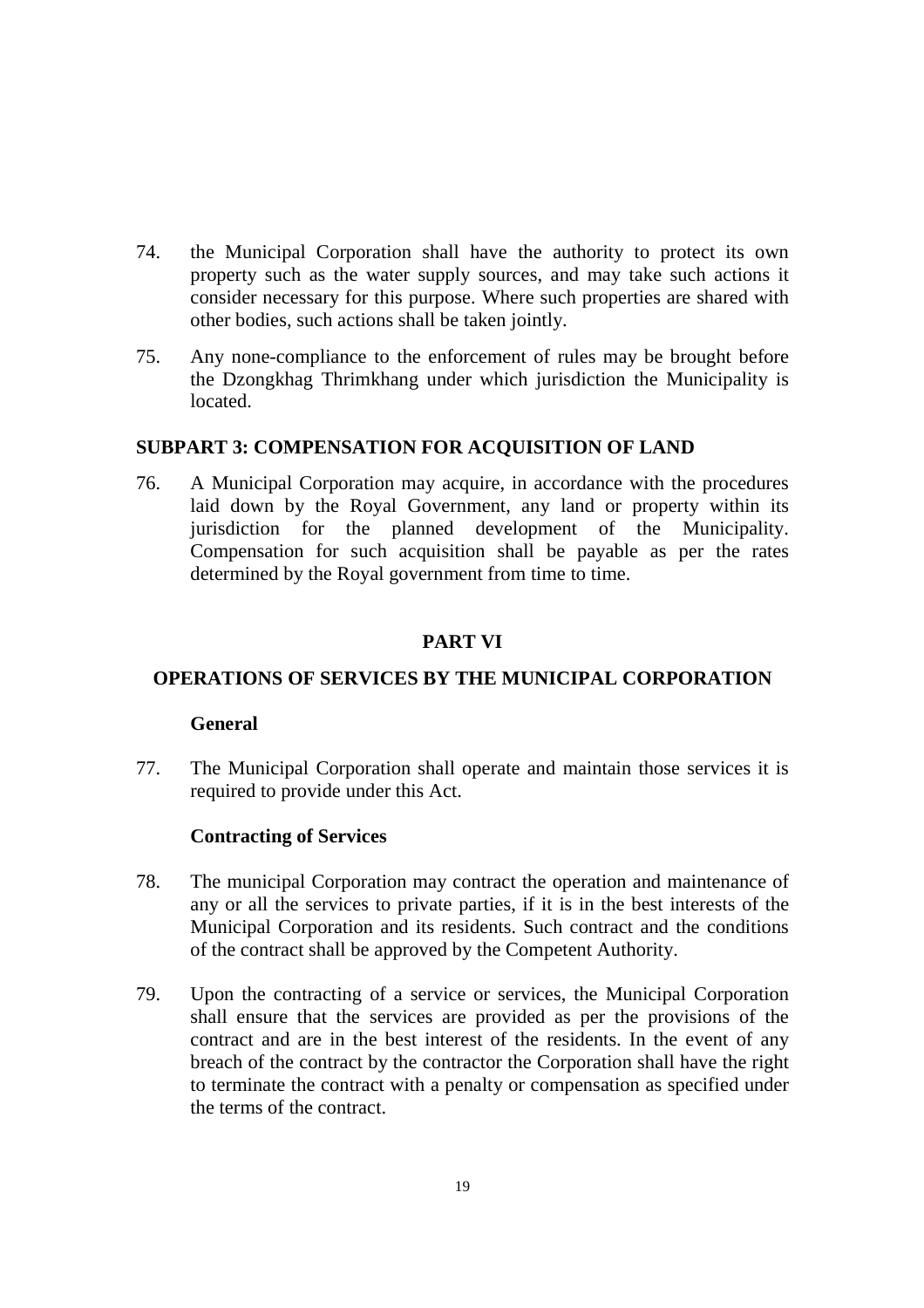74. the Municipal Corporation shall have the authority to protect its own property such as the water supply sources, and may take such actions it consider necessary for this purpose. Where such properties are shared with other bodies, such actions shall be taken jointly.

75. Any none-compliance to the enforcement of rules may be brought before the Dzongkhag Thrimkhang under which jurisdiction the Municipality is located.

### SUBPART 3: COMPENSATION FOR ACQUISITION OF LAND

76. A Municipal Corporation may acquire, in accordance with the procedures laid down by the Royal Government, any land or property within its jurisdiction for the planned development of the Municipality. Compensation for such acquisition shall be payable as per the rates determined by the Royal government from time to time.

## PART VI

## OPERATIONS OF SERVICES BY THE MUNICIPAL CORPORATION

**General**

77. The Municipal Corporation shall operate and maintain those services it is required to provide under this Act.

**Contracting of Services**

78. The municipal Corporation may contract the operation and maintenance of any or all the services to private parties, if it is in the best interests of the Municipal Corporation and its residents. Such contract and the conditions of the contract shall be approved by the Competent Authority.

79. Upon the contracting of a service or services, the Municipal Corporation shall ensure that the services are provided as per the provisions of the contract and are in the best interest of the residents. In the event of any breach of the contract by the contractor the Corporation shall have the right to terminate the contract with a penalty or compensation as specified under the terms of the contract.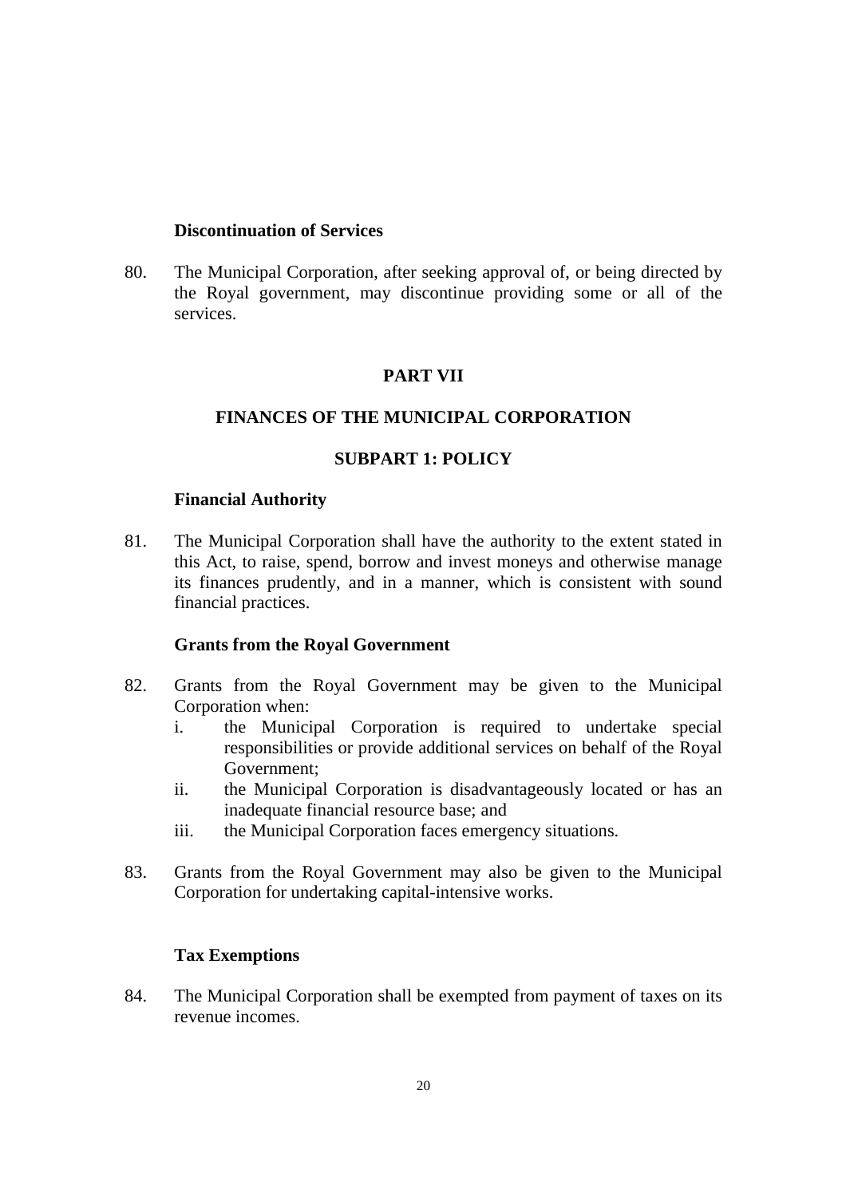**Discontinuation of Services**

80. The Municipal Corporation, after seeking approval of, or being directed by the Royal government, may discontinue providing some or all of the services.

## PART VII

## FINANCES OF THE MUNICIPAL CORPORATION

### SUBPART 1: POLICY

**Financial Authority**

81. The Municipal Corporation shall have the authority to the extent stated in this Act, to raise, spend, borrow and invest moneys and otherwise manage its finances prudently, and in a manner, which is consistent with sound financial practices.

**Grants from the Royal Government**

82. Grants from the Royal Government may be given to the Municipal Corporation when:
    i. the Municipal Corporation is required to undertake special responsibilities or provide additional services on behalf of the Royal Government;
    ii. the Municipal Corporation is disadvantageously located or has an inadequate financial resource base; and
    iii. the Municipal Corporation faces emergency situations.

83. Grants from the Royal Government may also be given to the Municipal Corporation for undertaking capital-intensive works.

**Tax Exemptions**

84. The Municipal Corporation shall be exempted from payment of taxes on its revenue incomes.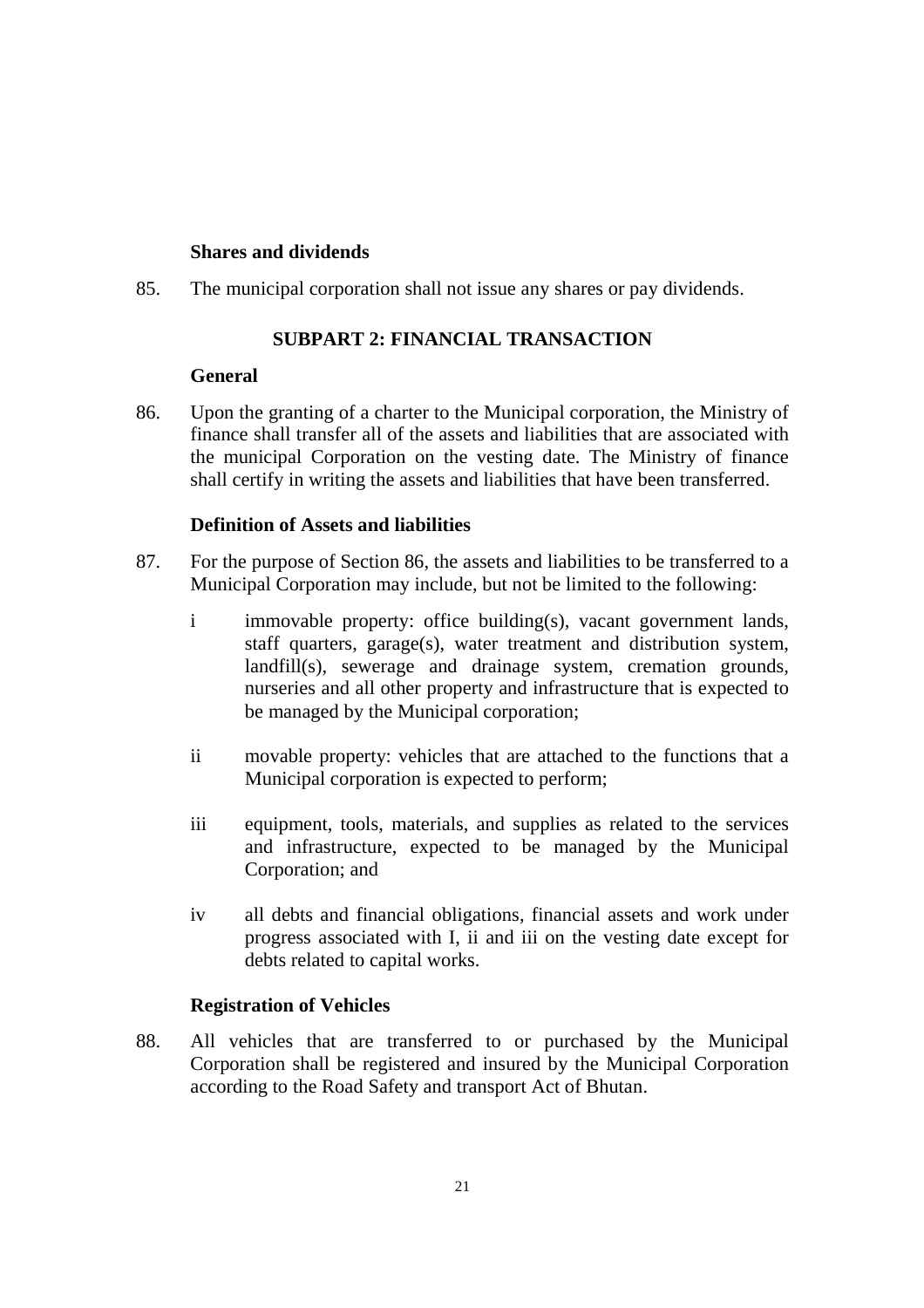**Shares and dividends**

85. The municipal corporation shall not issue any shares or pay dividends.

## SUBPART 2: FINANCIAL TRANSACTION

**General**

86. Upon the granting of a charter to the Municipal corporation, the Ministry of finance shall transfer all of the assets and liabilities that are associated with the municipal Corporation on the vesting date. The Ministry of finance shall certify in writing the assets and liabilities that have been transferred.

**Definition of Assets and liabilities**

87. For the purpose of Section 86, the assets and liabilities to be transferred to a Municipal Corporation may include, but not be limited to the following:

    i immovable property: office building(s), vacant government lands, staff quarters, garage(s), water treatment and distribution system, landfill(s), sewerage and drainage system, cremation grounds, nurseries and all other property and infrastructure that is expected to be managed by the Municipal corporation;

    ii movable property: vehicles that are attached to the functions that a Municipal corporation is expected to perform;

    iii equipment, tools, materials, and supplies as related to the services and infrastructure, expected to be managed by the Municipal Corporation; and

    iv all debts and financial obligations, financial assets and work under progress associated with I, ii and iii on the vesting date except for debts related to capital works.

**Registration of Vehicles**

88. All vehicles that are transferred to or purchased by the Municipal Corporation shall be registered and insured by the Municipal Corporation according to the Road Safety and transport Act of Bhutan.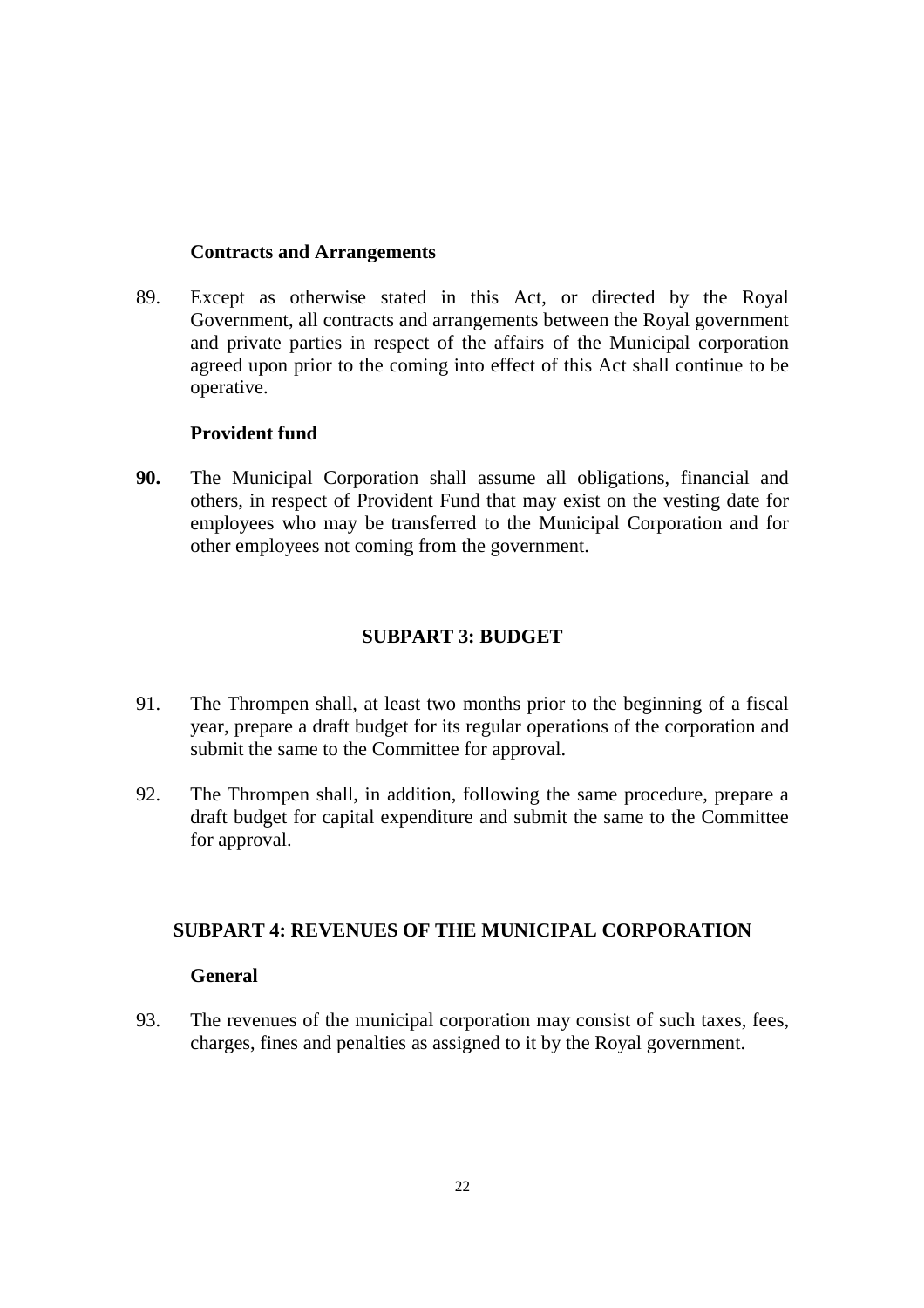**Contracts and Arrangements**

89. Except as otherwise stated in this Act, or directed by the Royal Government, all contracts and arrangements between the Royal government and private parties in respect of the affairs of the Municipal corporation agreed upon prior to the coming into effect of this Act shall continue to be operative.

**Provident fund**

**90.** The Municipal Corporation shall assume all obligations, financial and others, in respect of Provident Fund that may exist on the vesting date for employees who may be transferred to the Municipal Corporation and for other employees not coming from the government.

## SUBPART 3: BUDGET

91. The Thrompen shall, at least two months prior to the beginning of a fiscal year, prepare a draft budget for its regular operations of the corporation and submit the same to the Committee for approval.

92. The Thrompen shall, in addition, following the same procedure, prepare a draft budget for capital expenditure and submit the same to the Committee for approval.

## SUBPART 4: REVENUES OF THE MUNICIPAL CORPORATION

**General**

93. The revenues of the municipal corporation may consist of such taxes, fees, charges, fines and penalties as assigned to it by the Royal government.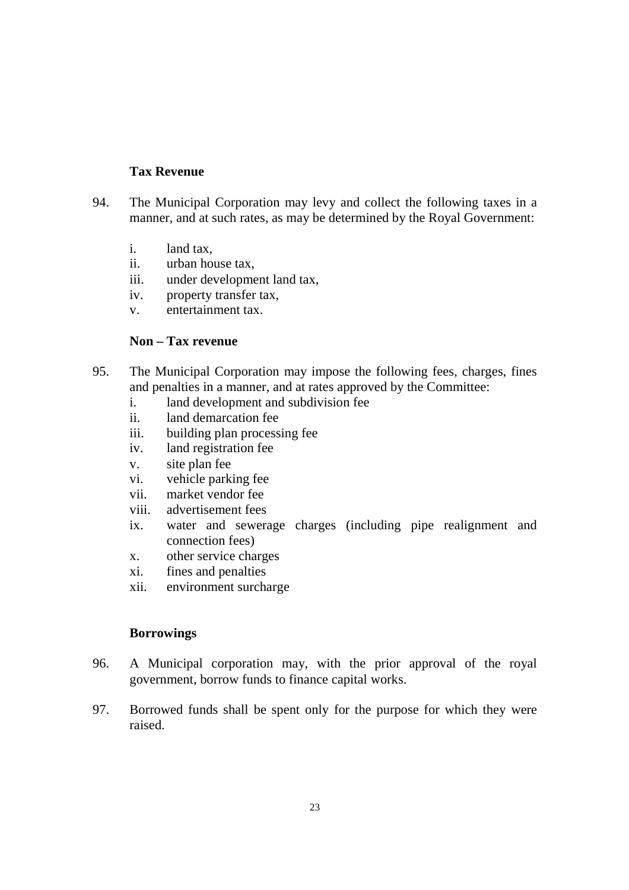### Tax Revenue

94. The Municipal Corporation may levy and collect the following taxes in a manner, and at such rates, as may be determined by the Royal Government:

    i. land tax,
    ii. urban house tax,
    iii. under development land tax,
    iv. property transfer tax,
    v. entertainment tax.

### Non – Tax revenue

95. The Municipal Corporation may impose the following fees, charges, fines and penalties in a manner, and at rates approved by the Committee:

    i. land development and subdivision fee
    ii. land demarcation fee
    iii. building plan processing fee
    iv. land registration fee
    v. site plan fee
    vi. vehicle parking fee
    vii. market vendor fee
    viii. advertisement fees
    ix. water and sewerage charges (including pipe realignment and connection fees)
    x. other service charges
    xi. fines and penalties
    xii. environment surcharge

### Borrowings

96. A Municipal corporation may, with the prior approval of the royal government, borrow funds to finance capital works.

97. Borrowed funds shall be spent only for the purpose for which they were raised.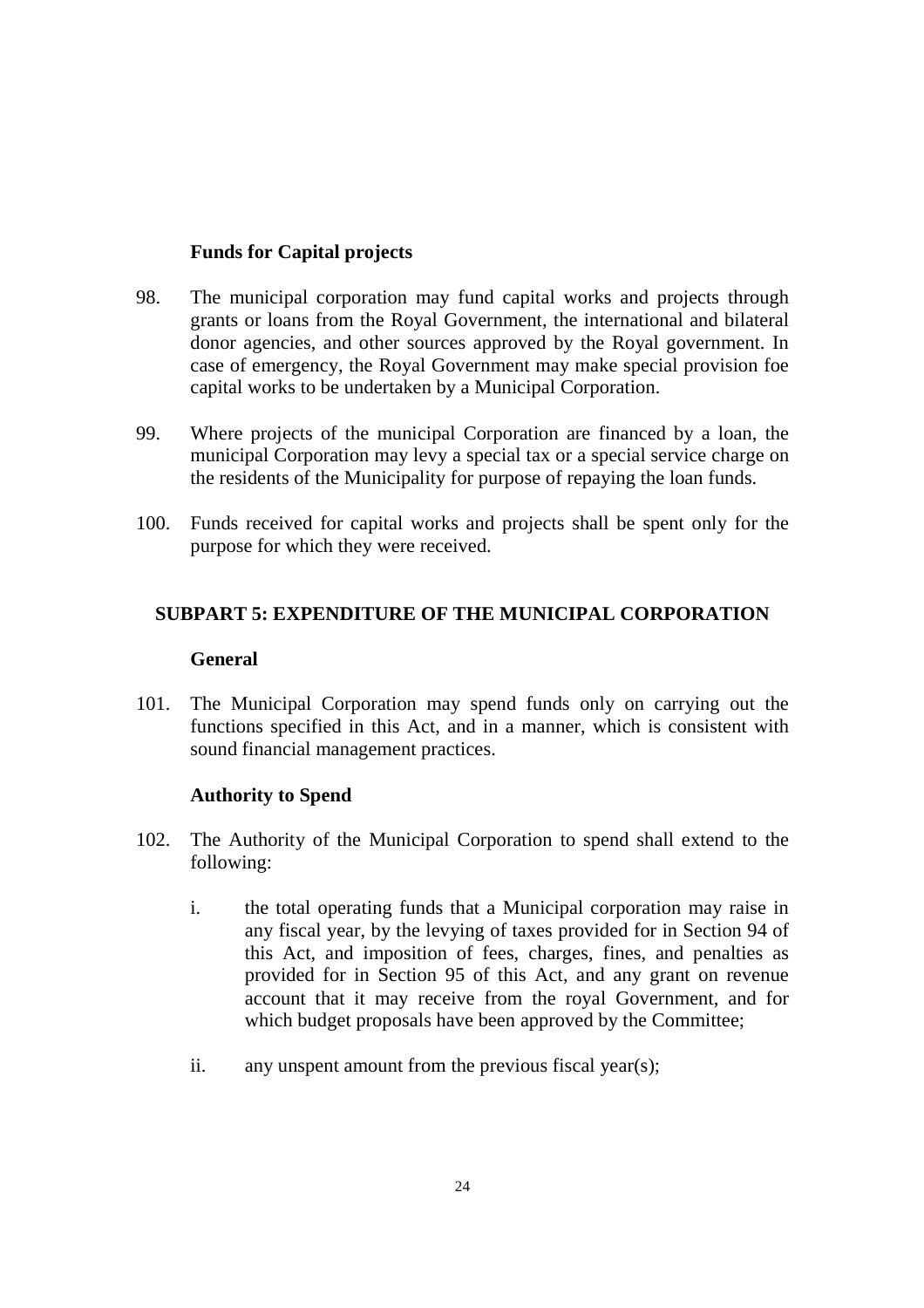### Funds for Capital projects

98. The municipal corporation may fund capital works and projects through grants or loans from the Royal Government, the international and bilateral donor agencies, and other sources approved by the Royal government. In case of emergency, the Royal Government may make special provision foe capital works to be undertaken by a Municipal Corporation.

99. Where projects of the municipal Corporation are financed by a loan, the municipal Corporation may levy a special tax or a special service charge on the residents of the Municipality for purpose of repaying the loan funds.

100. Funds received for capital works and projects shall be spent only for the purpose for which they were received.

## SUBPART 5: EXPENDITURE OF THE MUNICIPAL CORPORATION

### General

101. The Municipal Corporation may spend funds only on carrying out the functions specified in this Act, and in a manner, which is consistent with sound financial management practices.

### Authority to Spend

102. The Authority of the Municipal Corporation to spend shall extend to the following:

    i. the total operating funds that a Municipal corporation may raise in any fiscal year, by the levying of taxes provided for in Section 94 of this Act, and imposition of fees, charges, fines, and penalties as provided for in Section 95 of this Act, and any grant on revenue account that it may receive from the royal Government, and for which budget proposals have been approved by the Committee;

    ii. any unspent amount from the previous fiscal year(s);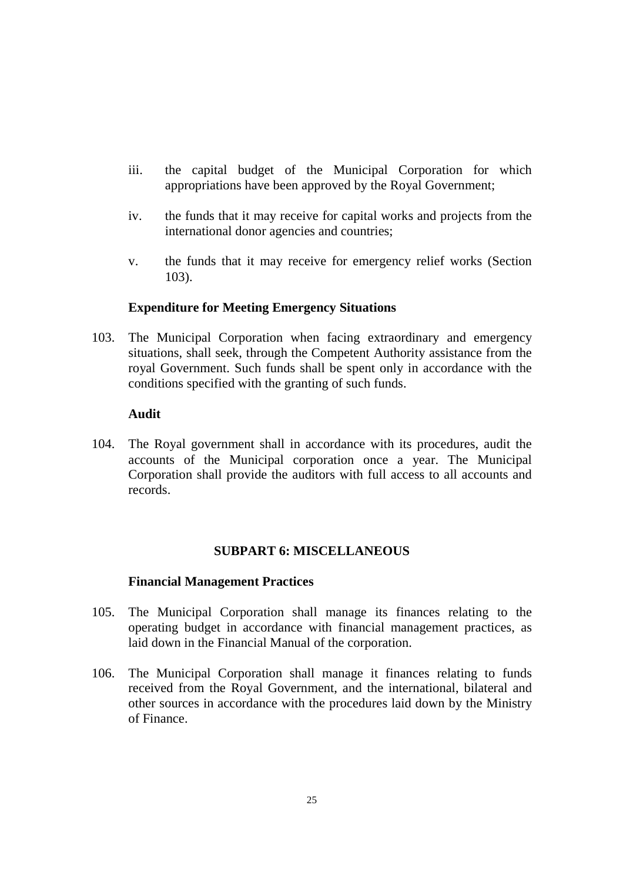iii. the capital budget of the Municipal Corporation for which appropriations have been approved by the Royal Government;

iv. the funds that it may receive for capital works and projects from the international donor agencies and countries;

v. the funds that it may receive for emergency relief works (Section 103).

**Expenditure for Meeting Emergency Situations**

103. The Municipal Corporation when facing extraordinary and emergency situations, shall seek, through the Competent Authority assistance from the royal Government. Such funds shall be spent only in accordance with the conditions specified with the granting of such funds.

**Audit**

104. The Royal government shall in accordance with its procedures, audit the accounts of the Municipal corporation once a year. The Municipal Corporation shall provide the auditors with full access to all accounts and records.

## SUBPART 6: MISCELLANEOUS

**Financial Management Practices**

105. The Municipal Corporation shall manage its finances relating to the operating budget in accordance with financial management practices, as laid down in the Financial Manual of the corporation.

106. The Municipal Corporation shall manage it finances relating to funds received from the Royal Government, and the international, bilateral and other sources in accordance with the procedures laid down by the Ministry of Finance.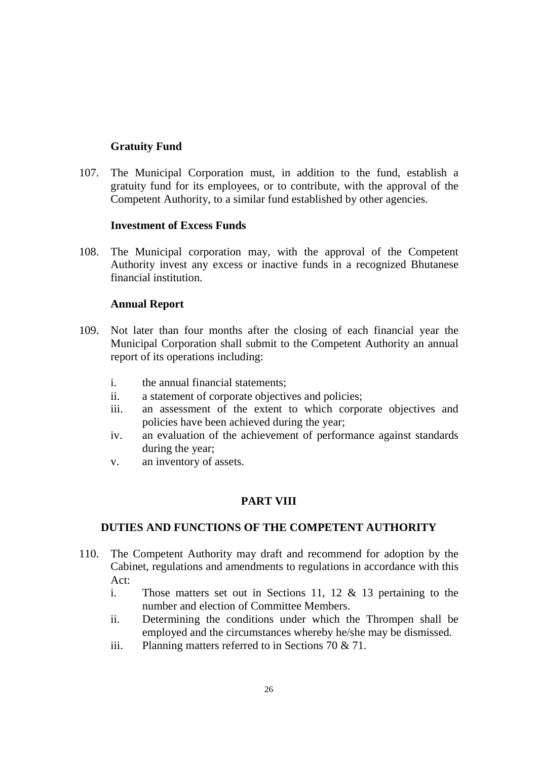**Gratuity Fund**

107. The Municipal Corporation must, in addition to the fund, establish a gratuity fund for its employees, or to contribute, with the approval of the Competent Authority, to a similar fund established by other agencies.

**Investment of Excess Funds**

108. The Municipal corporation may, with the approval of the Competent Authority invest any excess or inactive funds in a recognized Bhutanese financial institution.

**Annual Report**

109. Not later than four months after the closing of each financial year the Municipal Corporation shall submit to the Competent Authority an annual report of its operations including:

  i. the annual financial statements;
  ii. a statement of corporate objectives and policies;
  iii. an assessment of the extent to which corporate objectives and policies have been achieved during the year;
  iv. an evaluation of the achievement of performance against standards during the year;
  v. an inventory of assets.

## PART VIII

## DUTIES AND FUNCTIONS OF THE COMPETENT AUTHORITY

110. The Competent Authority may draft and recommend for adoption by the Cabinet, regulations and amendments to regulations in accordance with this Act:

  i. Those matters set out in Sections 11, 12 & 13 pertaining to the number and election of Committee Members.
  ii. Determining the conditions under which the Thrompen shall be employed and the circumstances whereby he/she may be dismissed.
  iii. Planning matters referred to in Sections 70 & 71.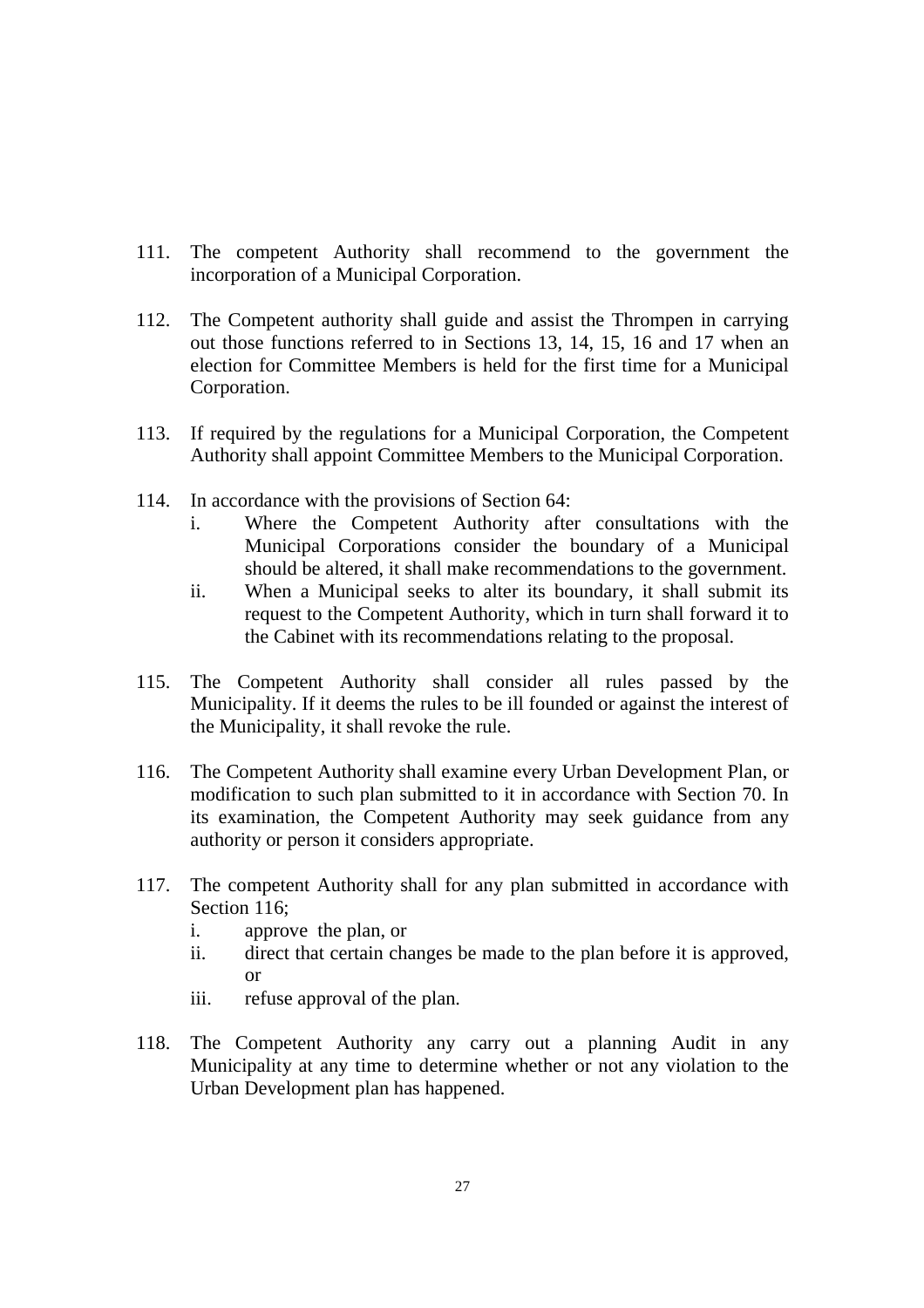111. The competent Authority shall recommend to the government the incorporation of a Municipal Corporation.

112. The Competent authority shall guide and assist the Thrompen in carrying out those functions referred to in Sections 13, 14, 15, 16 and 17 when an election for Committee Members is held for the first time for a Municipal Corporation.

113. If required by the regulations for a Municipal Corporation, the Competent Authority shall appoint Committee Members to the Municipal Corporation.

114. In accordance with the provisions of Section 64:
    i. Where the Competent Authority after consultations with the Municipal Corporations consider the boundary of a Municipal should be altered, it shall make recommendations to the government.
    ii. When a Municipal seeks to alter its boundary, it shall submit its request to the Competent Authority, which in turn shall forward it to the Cabinet with its recommendations relating to the proposal.

115. The Competent Authority shall consider all rules passed by the Municipality. If it deems the rules to be ill founded or against the interest of the Municipality, it shall revoke the rule.

116. The Competent Authority shall examine every Urban Development Plan, or modification to such plan submitted to it in accordance with Section 70. In its examination, the Competent Authority may seek guidance from any authority or person it considers appropriate.

117. The competent Authority shall for any plan submitted in accordance with Section 116;
    i. approve the plan, or
    ii. direct that certain changes be made to the plan before it is approved, or
    iii. refuse approval of the plan.

118. The Competent Authority any carry out a planning Audit in any Municipality at any time to determine whether or not any violation to the Urban Development plan has happened.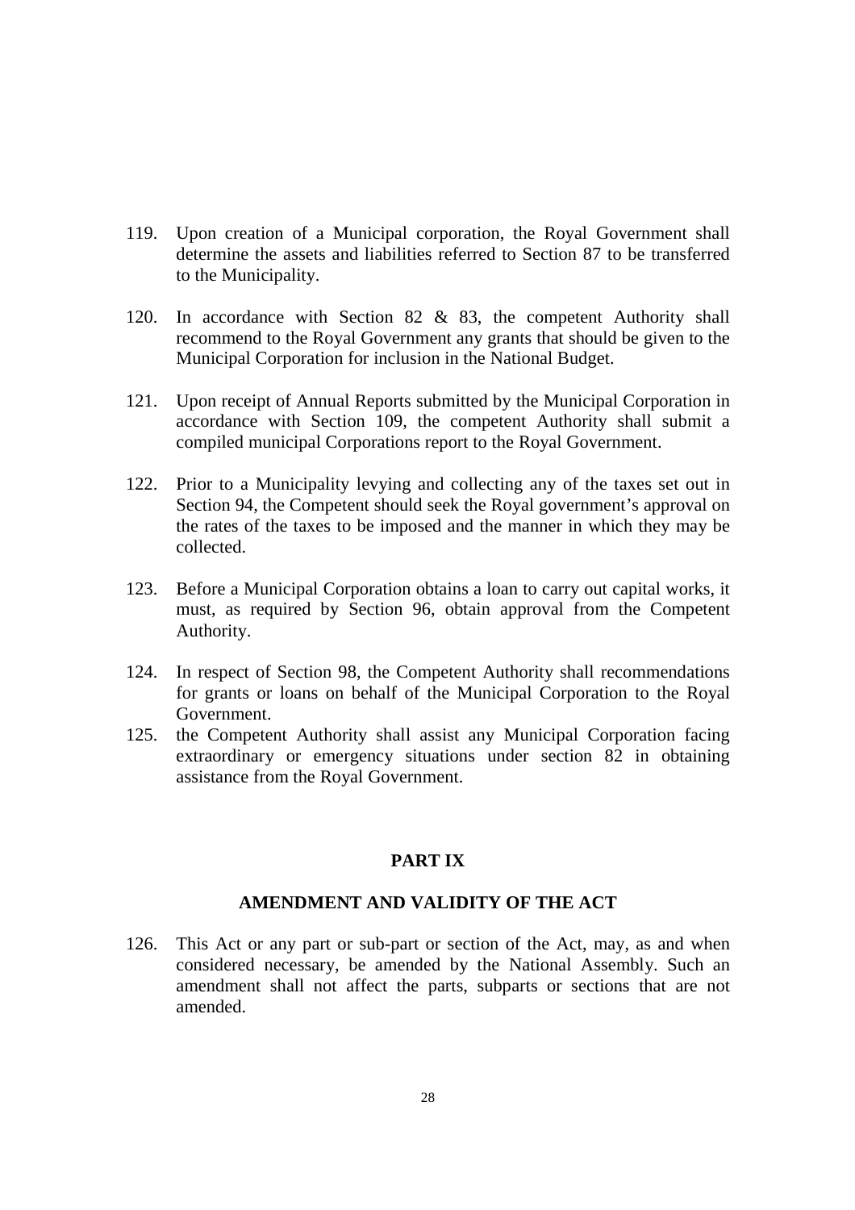119. Upon creation of a Municipal corporation, the Royal Government shall determine the assets and liabilities referred to Section 87 to be transferred to the Municipality.

120. In accordance with Section 82 & 83, the competent Authority shall recommend to the Royal Government any grants that should be given to the Municipal Corporation for inclusion in the National Budget.

121. Upon receipt of Annual Reports submitted by the Municipal Corporation in accordance with Section 109, the competent Authority shall submit a compiled municipal Corporations report to the Royal Government.

122. Prior to a Municipality levying and collecting any of the taxes set out in Section 94, the Competent should seek the Royal government's approval on the rates of the taxes to be imposed and the manner in which they may be collected.

123. Before a Municipal Corporation obtains a loan to carry out capital works, it must, as required by Section 96, obtain approval from the Competent Authority.

124. In respect of Section 98, the Competent Authority shall recommendations for grants or loans on behalf of the Municipal Corporation to the Royal Government.

125. the Competent Authority shall assist any Municipal Corporation facing extraordinary or emergency situations under section 82 in obtaining assistance from the Royal Government.

## PART IX

## AMENDMENT AND VALIDITY OF THE ACT

126. This Act or any part or sub-part or section of the Act, may, as and when considered necessary, be amended by the National Assembly. Such an amendment shall not affect the parts, subparts or sections that are not amended.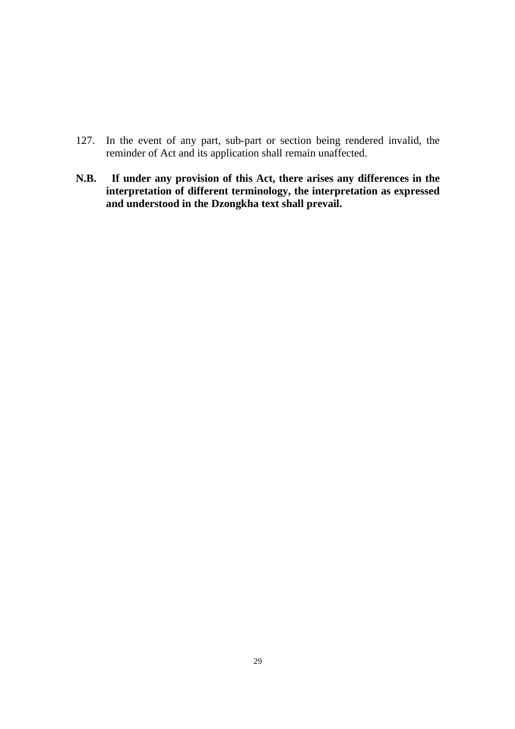127. In the event of any part, sub-part or section being rendered invalid, the reminder of Act and its application shall remain unaffected.

**N.B. If under any provision of this Act, there arises any differences in the interpretation of different terminology, the interpretation as expressed and understood in the Dzongkha text shall prevail.**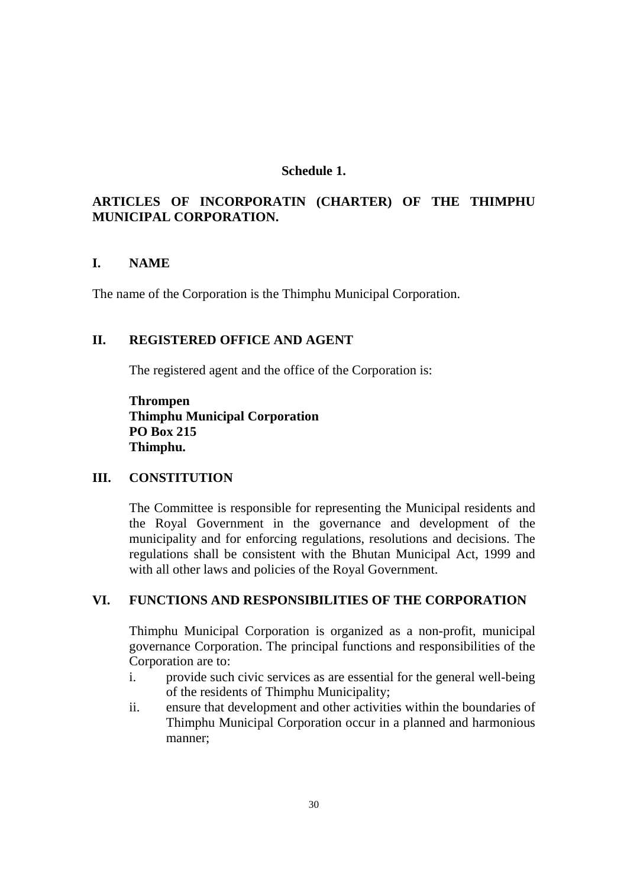**Schedule 1.**

**ARTICLES OF INCORPORATIN (CHARTER) OF THE THIMPHU MUNICIPAL CORPORATION.**

## I. NAME

The name of the Corporation is the Thimphu Municipal Corporation.

## II. REGISTERED OFFICE AND AGENT

The registered agent and the office of the Corporation is:

**Thrompen**
**Thimphu Municipal Corporation**
**PO Box 215**
**Thimphu.**

## III. CONSTITUTION

The Committee is responsible for representing the Municipal residents and the Royal Government in the governance and development of the municipality and for enforcing regulations, resolutions and decisions. The regulations shall be consistent with the Bhutan Municipal Act, 1999 and with all other laws and policies of the Royal Government.

## VI. FUNCTIONS AND RESPONSIBILITIES OF THE CORPORATION

Thimphu Municipal Corporation is organized as a non-profit, municipal governance Corporation. The principal functions and responsibilities of the Corporation are to:

i. provide such civic services as are essential for the general well-being of the residents of Thimphu Municipality;
ii. ensure that development and other activities within the boundaries of Thimphu Municipal Corporation occur in a planned and harmonious manner;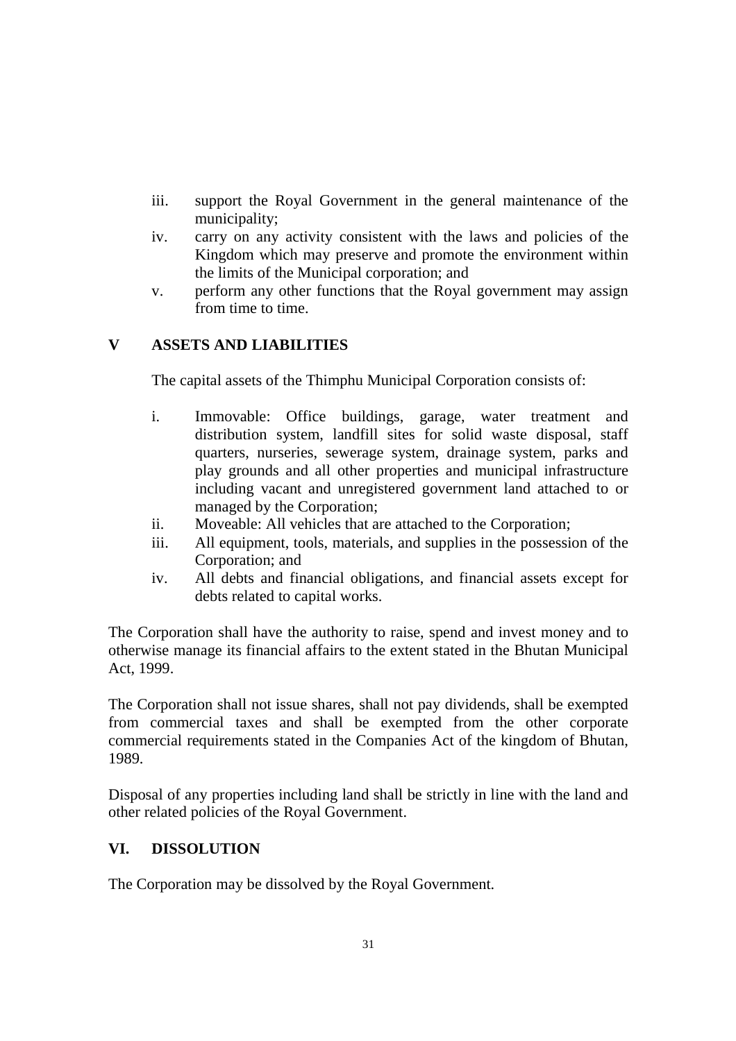iii. support the Royal Government in the general maintenance of the municipality;
iv. carry on any activity consistent with the laws and policies of the Kingdom which may preserve and promote the environment within the limits of the Municipal corporation; and
v. perform any other functions that the Royal government may assign from time to time.

## V ASSETS AND LIABILITIES

The capital assets of the Thimphu Municipal Corporation consists of:

i. Immovable: Office buildings, garage, water treatment and distribution system, landfill sites for solid waste disposal, staff quarters, nurseries, sewerage system, drainage system, parks and play grounds and all other properties and municipal infrastructure including vacant and unregistered government land attached to or managed by the Corporation;
ii. Moveable: All vehicles that are attached to the Corporation;
iii. All equipment, tools, materials, and supplies in the possession of the Corporation; and
iv. All debts and financial obligations, and financial assets except for debts related to capital works.

The Corporation shall have the authority to raise, spend and invest money and to otherwise manage its financial affairs to the extent stated in the Bhutan Municipal Act, 1999.

The Corporation shall not issue shares, shall not pay dividends, shall be exempted from commercial taxes and shall be exempted from the other corporate commercial requirements stated in the Companies Act of the kingdom of Bhutan, 1989.

Disposal of any properties including land shall be strictly in line with the land and other related policies of the Royal Government.

## VI. DISSOLUTION

The Corporation may be dissolved by the Royal Government.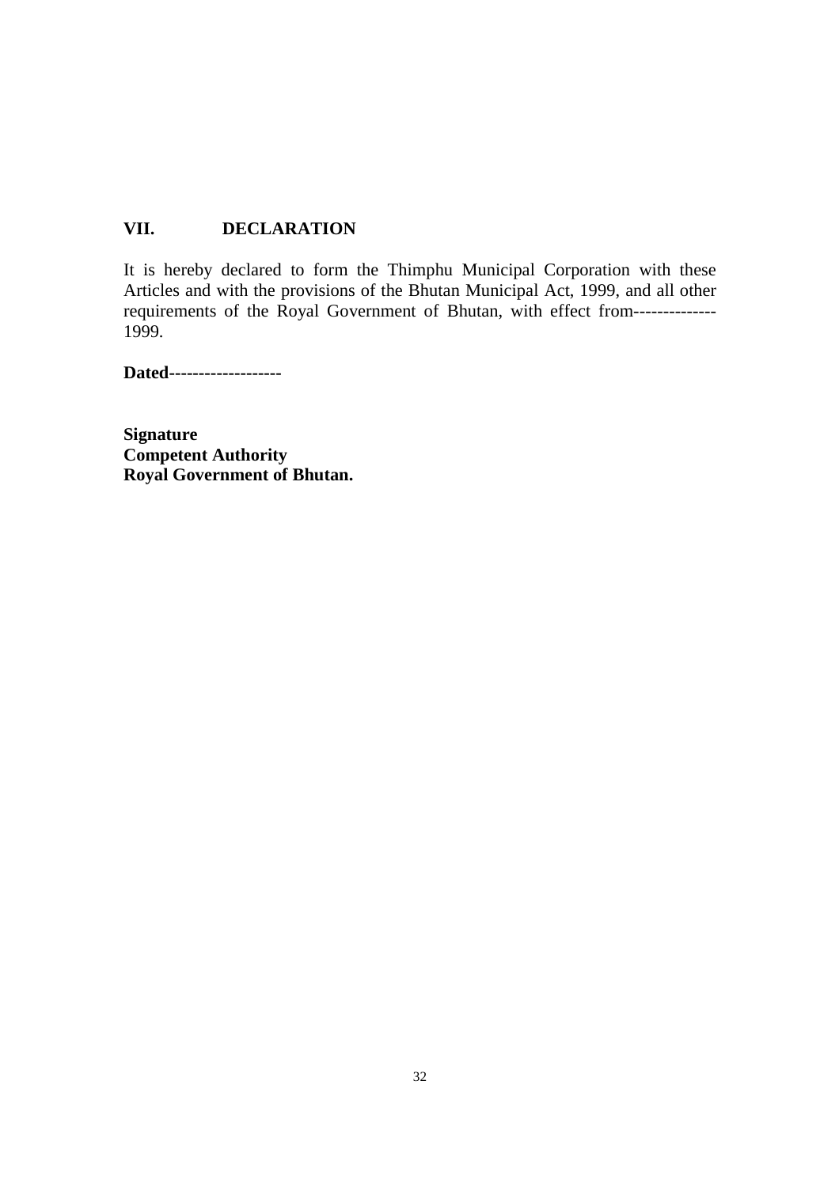## VII. DECLARATION

It is hereby declared to form the Thimphu Municipal Corporation with these Articles and with the provisions of the Bhutan Municipal Act, 1999, and all other requirements of the Royal Government of Bhutan, with effect from------------- 1999.

**Dated-------------------**

**Signature**
**Competent Authority**
**Royal Government of Bhutan.**